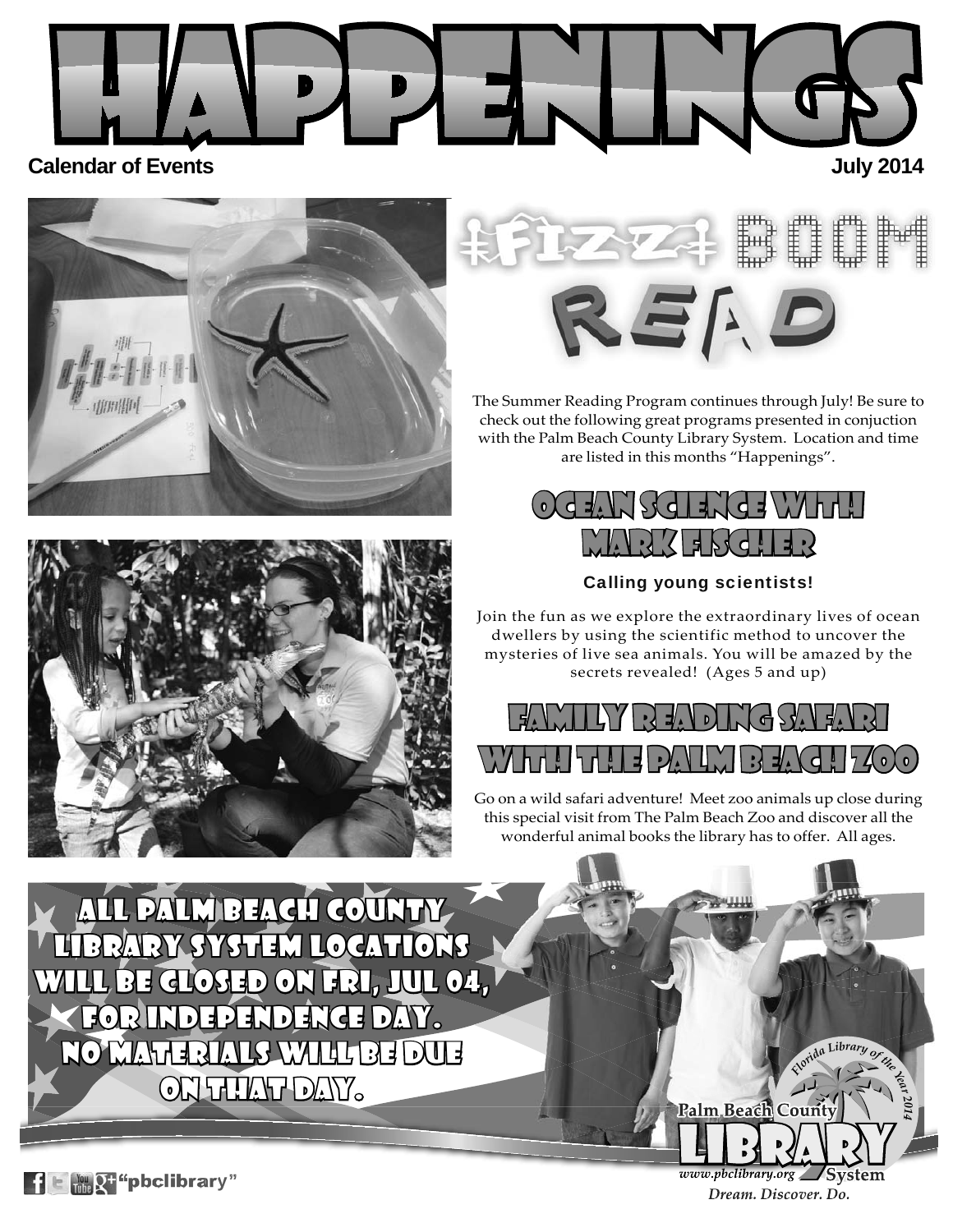# HAPPENINGS

**Calendar of Events** **July 2014**

# FIZZ BOOM READ

The Summer Reading Program continues through July! Be sure to check out the following great programs presented in conjuction with the Palm Beach County Library System. Location and time are listed in this months "Happenings".

## OCEAN SCIENCE WITH MARK FISCHER

**Calling young scientists!**

Join the fun as we explore the extraordinary lives of ocean dwellers by using the scientific method to uncover the mysteries of live sea animals. You will be amazed by the secrets revealed! (Ages 5 and up)

## FAMILY READING SAFARI WITH THE PALM BEACH ZOO

Go on a wild safari adventure! Meet zoo animals up close during this special visit from The Palm Beach Zoo and discover all the wonderful animal books the library has to offer. All ages.

**ALL PALM BEACH COUNTY LIBRARY SYSTEM LOCATIONS WILL BE CLOSED ON FRI, JUL 04, FOR INDEPENDENCE DAY. NO MATERIALS WILL BE DUE ON THAT DAY.**

"pbclibrary"

Florida Library of the Year 2014

Palm Beach County LIBRARY System

www.pbclibrary.org

*Dream. Discover. Do.*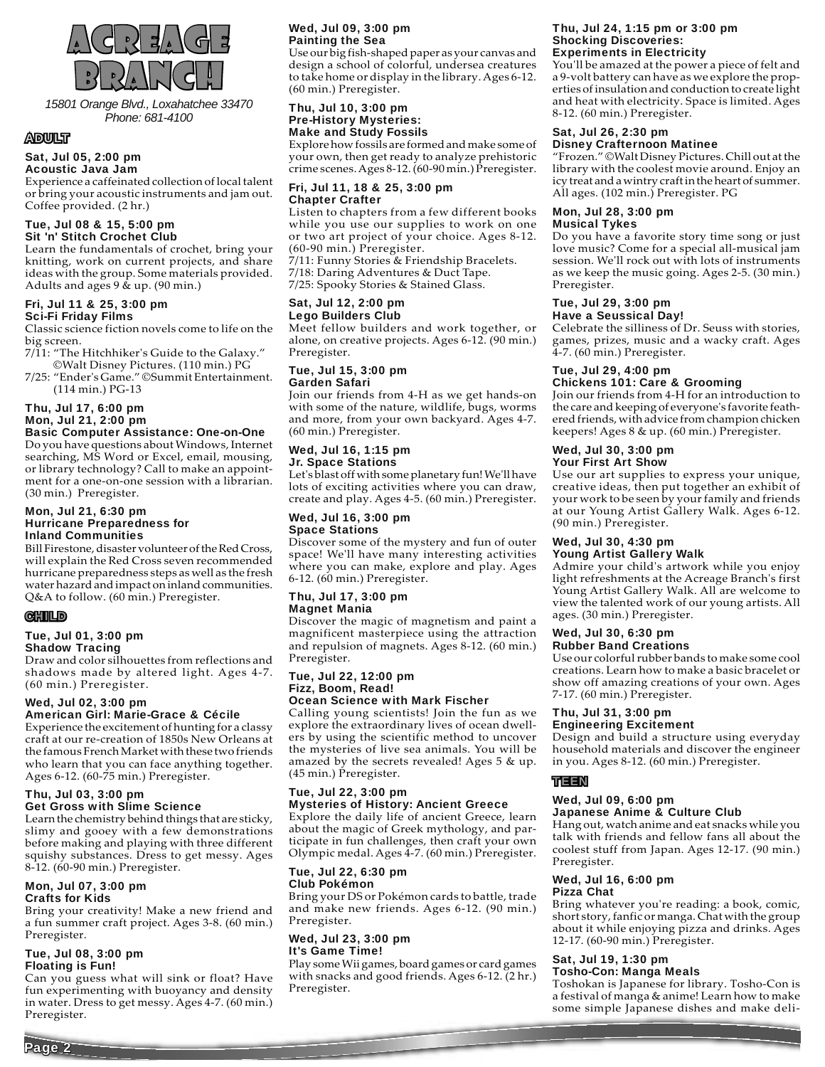# ACREAGE BRANCH

*15801 Orange Blvd., Loxahatchee 33470*
*Phone: 681-4100*

## ADULT

**Sat, Jul 05, 2:00 pm**
**Acoustic Java Jam**
Experience a caffeinated collection of local talent or bring your acoustic instruments and jam out. Coffee provided. (2 hr.)

**Tue, Jul 08 & 15, 5:00 pm**
**Sit 'n' Stitch Crochet Club**
Learn the fundamentals of crochet, bring your knitting, work on current projects, and share ideas with the group. Some materials provided. Adults and ages 9 & up. (90 min.)

**Fri, Jul 11 & 25, 3:00 pm**
**Sci-Fi Friday Films**
Classic science fiction novels come to life on the big screen.
7/11: "The Hitchhiker's Guide to the Galaxy." ©Walt Disney Pictures. (110 min.) PG
7/25: "Ender's Game." ©Summit Entertainment. (114 min.) PG-13

**Thu, Jul 17, 6:00 pm**
**Mon, Jul 21, 2:00 pm**
**Basic Computer Assistance: One-on-One**
Do you have questions about Windows, Internet searching, MS Word or Excel, email, mousing, or library technology? Call to make an appointment for a one-on-one session with a librarian. (30 min.) Preregister.

**Mon, Jul 21, 6:30 pm**
**Hurricane Preparedness for Inland Communities**
Bill Firestone, disaster volunteer of the Red Cross, will explain the Red Cross seven recommended hurricane preparedness steps as well as the fresh water hazard and impact on inland communities. Q&A to follow. (60 min.) Preregister.

## CHILD

**Tue, Jul 01, 3:00 pm**
**Shadow Tracing**
Draw and color silhouettes from reflections and shadows made by altered light. Ages 4-7. (60 min.) Preregister.

**Wed, Jul 02, 3:00 pm**
**American Girl: Marie-Grace & Cécile**
Experience the excitement of hunting for a classy craft at our re-creation of 1850s New Orleans at the famous French Market with these two friends who learn that you can face anything together. Ages 6-12. (60-75 min.) Preregister.

**Thu, Jul 03, 3:00 pm**
**Get Gross with Slime Science**
Learn the chemistry behind things that are sticky, slimy and gooey with a few demonstrations before making and playing with three different squishy substances. Dress to get messy. Ages 8-12. (60-90 min.) Preregister.

**Mon, Jul 07, 3:00 pm**
**Crafts for Kids**
Bring your creativity! Make a new friend and a fun summer craft project. Ages 3-8. (60 min.) Preregister.

**Tue, Jul 08, 3:00 pm**
**Floating is Fun!**
Can you guess what will sink or float? Have fun experimenting with buoyancy and density in water. Dress to get messy. Ages 4-7. (60 min.) Preregister.

**Wed, Jul 09, 3:00 pm**
**Painting the Sea**
Use our big fish-shaped paper as your canvas and design a school of colorful, undersea creatures to take home or display in the library. Ages 6-12. (60 min.) Preregister.

**Thu, Jul 10, 3:00 pm**
**Pre-History Mysteries: Make and Study Fossils**
Explore how fossils are formed and make some of your own, then get ready to analyze prehistoric crime scenes. Ages 8-12. (60-90 min.) Preregister.

**Fri, Jul 11, 18 & 25, 3:00 pm**
**Chapter Crafter**
Listen to chapters from a few different books while you use our supplies to work on one or two art project of your choice. Ages 8-12. (60-90 min.) Preregister.
7/11: Funny Stories & Friendship Bracelets.
7/18: Daring Adventures & Duct Tape.
7/25: Spooky Stories & Stained Glass.

**Sat, Jul 12, 2:00 pm**
**Lego Builders Club**
Meet fellow builders and work together, or alone, on creative projects. Ages 6-12. (90 min.) Preregister.

**Tue, Jul 15, 3:00 pm**
**Garden Safari**
Join our friends from 4-H as we get hands-on with some of the nature, wildlife, bugs, worms and more, from your own backyard. Ages 4-7. (60 min.) Preregister.

**Wed, Jul 16, 1:15 pm**
**Jr. Space Stations**
Let's blast off with some planetary fun! We'll have lots of exciting activities where you can draw, create and play. Ages 4-5. (60 min.) Preregister.

**Wed, Jul 16, 3:00 pm**
**Space Stations**
Discover some of the mystery and fun of outer space! We'll have many interesting activities where you can make, explore and play. Ages 6-12. (60 min.) Preregister.

**Thu, Jul 17, 3:00 pm**
**Magnet Mania**
Discover the magic of magnetism and paint a magnificent masterpiece using the attraction and repulsion of magnets. Ages 8-12. (60 min.) Preregister.

**Tue, Jul 22, 12:00 pm**
**Fizz, Boom, Read!**
**Ocean Science with Mark Fischer**
Calling young scientists! Join the fun as we explore the extraordinary lives of ocean dwellers by using the scientific method to uncover the mysteries of live sea animals. You will be amazed by the secrets revealed! Ages 5 & up. (45 min.) Preregister.

**Tue, Jul 22, 3:00 pm**
**Mysteries of History: Ancient Greece**
Explore the daily life of ancient Greece, learn about the magic of Greek mythology, and participate in fun challenges, then craft your own Olympic medal. Ages 4-7. (60 min.) Preregister.

**Tue, Jul 22, 6:30 pm**
**Club Pokémon**
Bring your DS or Pokémon cards to battle, trade and make new friends. Ages 6-12. (90 min.) Preregister.

**Wed, Jul 23, 3:00 pm**
**It's Game Time!**
Play some Wii games, board games or card games with snacks and good friends. Ages 6-12. (2 hr.) Preregister.

**Thu, Jul 24, 1:15 pm or 3:00 pm**
**Shocking Discoveries: Experiments in Electricity**
You'll be amazed at the power a piece of felt and a 9-volt battery can have as we explore the properties of insulation and conduction to create light and heat with electricity. Space is limited. Ages 8-12. (60 min.) Preregister.

**Sat, Jul 26, 2:30 pm**
**Disney Crafternoon Matinee**
"Frozen." ©Walt Disney Pictures. Chill out at the library with the coolest movie around. Enjoy an icy treat and a wintry craft in the heart of summer. All ages. (102 min.) Preregister. PG

**Mon, Jul 28, 3:00 pm**
**Musical Tykes**
Do you have a favorite story time song or just love music? Come for a special all-musical jam session. We'll rock out with lots of instruments as we keep the music going. Ages 2-5. (30 min.) Preregister.

**Tue, Jul 29, 3:00 pm**
**Have a Seussical Day!**
Celebrate the silliness of Dr. Seuss with stories, games, prizes, music and a wacky craft. Ages 4-7. (60 min.) Preregister.

**Tue, Jul 29, 4:00 pm**
**Chickens 101: Care & Grooming**
Join our friends from 4-H for an introduction to the care and keeping of everyone's favorite feathered friends, with advice from champion chicken keepers! Ages 8 & up. (60 min.) Preregister.

**Wed, Jul 30, 3:00 pm**
**Your First Art Show**
Use our art supplies to express your unique, creative ideas, then put together an exhibit of your work to be seen by your family and friends at our Young Artist Gallery Walk. Ages 6-12. (90 min.) Preregister.

**Wed, Jul 30, 4:30 pm**
**Young Artist Gallery Walk**
Admire your child's artwork while you enjoy light refreshments at the Acreage Branch's first Young Artist Gallery Walk. All are welcome to view the talented work of our young artists. All ages. (30 min.) Preregister.

**Wed, Jul 30, 6:30 pm**
**Rubber Band Creations**
Use our colorful rubber bands to make some cool creations. Learn how to make a basic bracelet or show off amazing creations of your own. Ages 7-17. (60 min.) Preregister.

**Thu, Jul 31, 3:00 pm**
**Engineering Excitement**
Design and build a structure using everyday household materials and discover the engineer in you. Ages 8-12. (60 min.) Preregister.

## TEEN

**Wed, Jul 09, 6:00 pm**
**Japanese Anime & Culture Club**
Hang out, watch anime and eat snacks while you talk with friends and fellow fans all about the coolest stuff from Japan. Ages 12-17. (90 min.) Preregister.

**Wed, Jul 16, 6:00 pm**
**Pizza Chat**
Bring whatever you're reading: a book, comic, short story, fanfic or manga. Chat with the group about it while enjoying pizza and drinks. Ages 12-17. (60-90 min.) Preregister.

**Sat, Jul 19, 1:30 pm**
**Tosho-Con: Manga Meals**
Toshokan is Japanese for library. Tosho-Con is a festival of manga & anime! Learn how to make some simple Japanese dishes and make deli-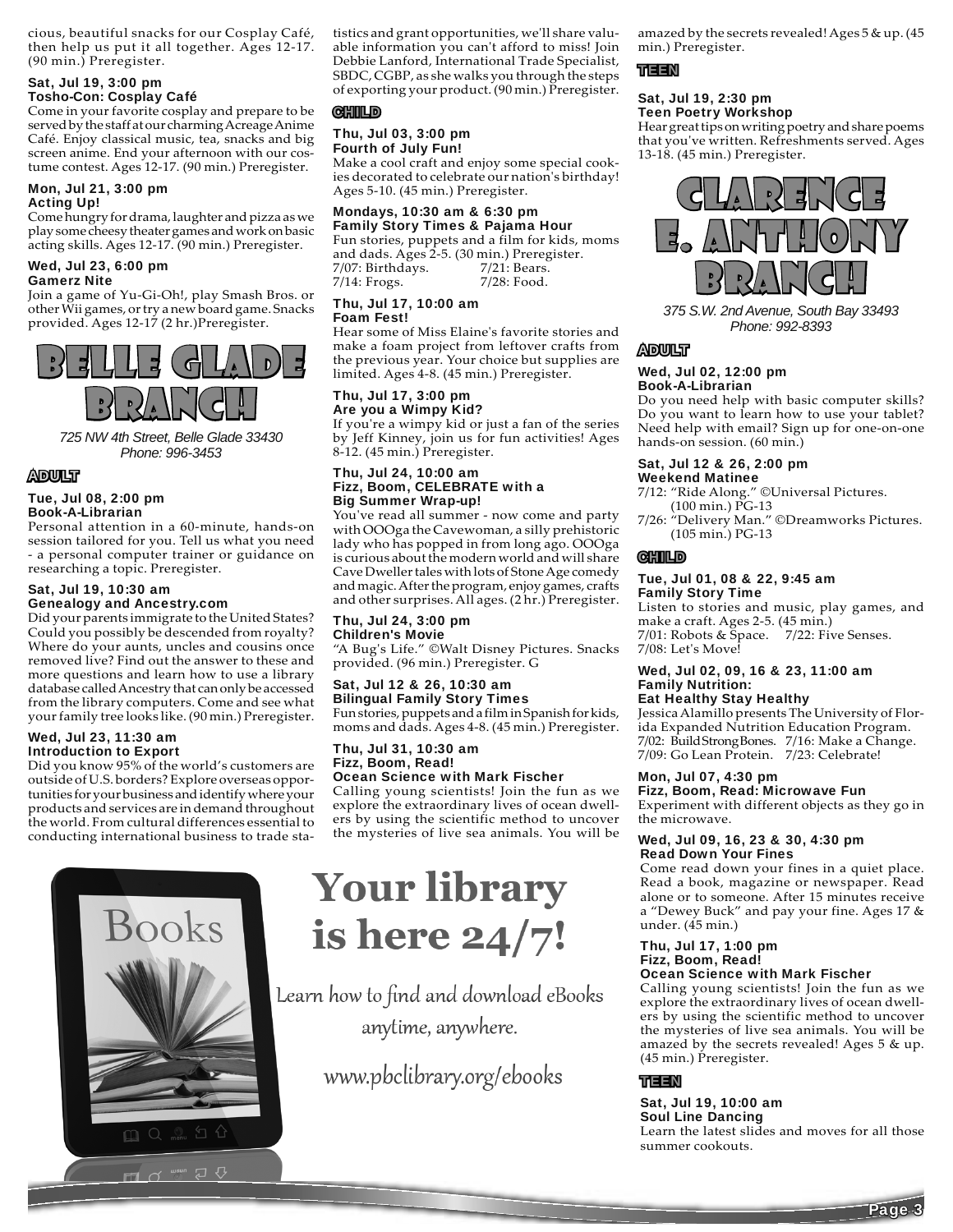cious, beautiful snacks for our Cosplay Café, then help us put it all together. Ages 12-17. (90 min.) Preregister.

**Sat, Jul 19, 3:00 pm**
**Tosho-Con: Cosplay Café**
Come in your favorite cosplay and prepare to be served by the staff at our charming Acreage Anime Café. Enjoy classical music, tea, snacks and big screen anime. End your afternoon with our costume contest. Ages 12-17. (90 min.) Preregister.

**Mon, Jul 21, 3:00 pm**
**Acting Up!**
Come hungry for drama, laughter and pizza as we play some cheesy theater games and work on basic acting skills. Ages 12-17. (90 min.) Preregister.

**Wed, Jul 23, 6:00 pm**
**Gamerz Nite**
Join a game of Yu-Gi-Oh!, play Smash Bros. or other Wii games, or try a new board game. Snacks provided. Ages 12-17 (2 hr.)Preregister.

# BELLE GLADE BRANCH

*725 NW 4th Street, Belle Glade 33430*
*Phone: 996-3453*

## ADULT

**Tue, Jul 08, 2:00 pm**
**Book-A-Librarian**
Personal attention in a 60-minute, hands-on session tailored for you. Tell us what you need - a personal computer trainer or guidance on researching a topic. Preregister.

**Sat, Jul 19, 10:30 am**
**Genealogy and Ancestry.com**
Did your parents immigrate to the United States? Could you possibly be descended from royalty? Where do your aunts, uncles and cousins once removed live? Find out the answer to these and more questions and learn how to use a library database called Ancestry that can only be accessed from the library computers. Come and see what your family tree looks like. (90 min.) Preregister.

**Wed, Jul 23, 11:30 am**
**Introduction to Export**
Did you know 95% of the world's customers are outside of U.S. borders? Explore overseas opportunities for your business and identify where your products and services are in demand throughout the world. From cultural differences essential to conducting international business to trade statistics and grant opportunities, we'll share valuable information you can't afford to miss! Join Debbie Lanford, International Trade Specialist, SBDC, CGBP, as she walks you through the steps of exporting your product. (90 min.) Preregister.

## CHILD

**Thu, Jul 03, 3:00 pm**
**Fourth of July Fun!**
Make a cool craft and enjoy some special cookies decorated to celebrate our nation's birthday! Ages 5-10. (45 min.) Preregister.

**Mondays, 10:30 am & 6:30 pm**
**Family Story Times & Pajama Hour**
Fun stories, puppets and a film for kids, moms and dads. Ages 2-5. (30 min.) Preregister.
7/07: Birthdays. 7/21: Bears.
7/14: Frogs. 7/28: Food.

**Thu, Jul 17, 10:00 am**
**Foam Fest!**
Hear some of Miss Elaine's favorite stories and make a foam project from leftover crafts from the previous year. Your choice but supplies are limited. Ages 4-8. (45 min.) Preregister.

**Thu, Jul 17, 3:00 pm**
**Are you a Wimpy Kid?**
If you're a wimpy kid or just a fan of the series by Jeff Kinney, join us for fun activities! Ages 8-12. (45 min.) Preregister.

**Thu, Jul 24, 10:00 am**
**Fizz, Boom, CELEBRATE with a Big Summer Wrap-up!**
You've read all summer - now come and party with OOOga the Cavewoman, a silly prehistoric lady who has popped in from long ago. OOOga is curious about the modern world and will share Cave Dweller tales with lots of Stone Age comedy and magic. After the program, enjoy games, crafts and other surprises. All ages. (2 hr.) Preregister.

**Thu, Jul 24, 3:00 pm**
**Children's Movie**
"A Bug's Life." ©Walt Disney Pictures. Snacks provided. (96 min.) Preregister. G

**Sat, Jul 12 & 26, 10:30 am**
**Bilingual Family Story Times**
Fun stories, puppets and a film in Spanish for kids, moms and dads. Ages 4-8. (45 min.) Preregister.

**Thu, Jul 31, 10:30 am**
**Fizz, Boom, Read!**
**Ocean Science with Mark Fischer**
Calling young scientists! Join the fun as we explore the extraordinary lives of ocean dwellers by using the scientific method to uncover the mysteries of live sea animals. You will be amazed by the secrets revealed! Ages 5 & up. (45 min.) Preregister.

## TEEN

**Sat, Jul 19, 2:30 pm**
**Teen Poetry Workshop**
Hear great tips on writing poetry and share poems that you've written. Refreshments served. Ages 13-18. (45 min.) Preregister.

# CLARENCE E. ANTHONY BRANCH

*375 S.W. 2nd Avenue, South Bay 33493*
*Phone: 992-8393*

## ADULT

**Wed, Jul 02, 12:00 pm**
**Book-A-Librarian**
Do you need help with basic computer skills? Do you want to learn how to use your tablet? Need help with email? Sign up for one-on-one hands-on session. (60 min.)

**Sat, Jul 12 & 26, 2:00 pm**
**Weekend Matinee**
7/12: "Ride Along." ©Universal Pictures. (100 min.) PG-13
7/26: "Delivery Man." ©Dreamworks Pictures. (105 min.) PG-13

## CHILD

**Tue, Jul 01, 08 & 22, 9:45 am**
**Family Story Time**
Listen to stories and music, play games, and make a craft. Ages 2-5. (45 min.)
7/01: Robots & Space. 7/22: Five Senses.
7/08: Let's Move!

**Wed, Jul 02, 09, 16 & 23, 11:00 am**
**Family Nutrition:**
**Eat Healthy Stay Healthy**
Jessica Alamillo presents The University of Florida Expanded Nutrition Education Program.
7/02: Build Strong Bones. 7/16: Make a Change.
7/09: Go Lean Protein. 7/23: Celebrate!

**Mon, Jul 07, 4:30 pm**
**Fizz, Boom, Read: Microwave Fun**
Experiment with different objects as they go in the microwave.

**Wed, Jul 09, 16, 23 & 30, 4:30 pm**
**Read Down Your Fines**
Come read down your fines in a quiet place. Read a book, magazine or newspaper. Read alone or to someone. After 15 minutes receive a "Dewey Buck" and pay your fine. Ages 17 & under. (45 min.)

**Thu, Jul 17, 1:00 pm**
**Fizz, Boom, Read!**
**Ocean Science with Mark Fischer**
Calling young scientists! Join the fun as we explore the extraordinary lives of ocean dwellers by using the scientific method to uncover the mysteries of live sea animals. You will be amazed by the secrets revealed! Ages 5 & up. (45 min.) Preregister.

## TEEN

**Sat, Jul 19, 10:00 am**
**Soul Line Dancing**
Learn the latest slides and moves for all those summer cookouts.

# Your library is here 24/7!

Learn how to find and download eBooks anytime, anywhere.

www.pbclibrary.org/ebooks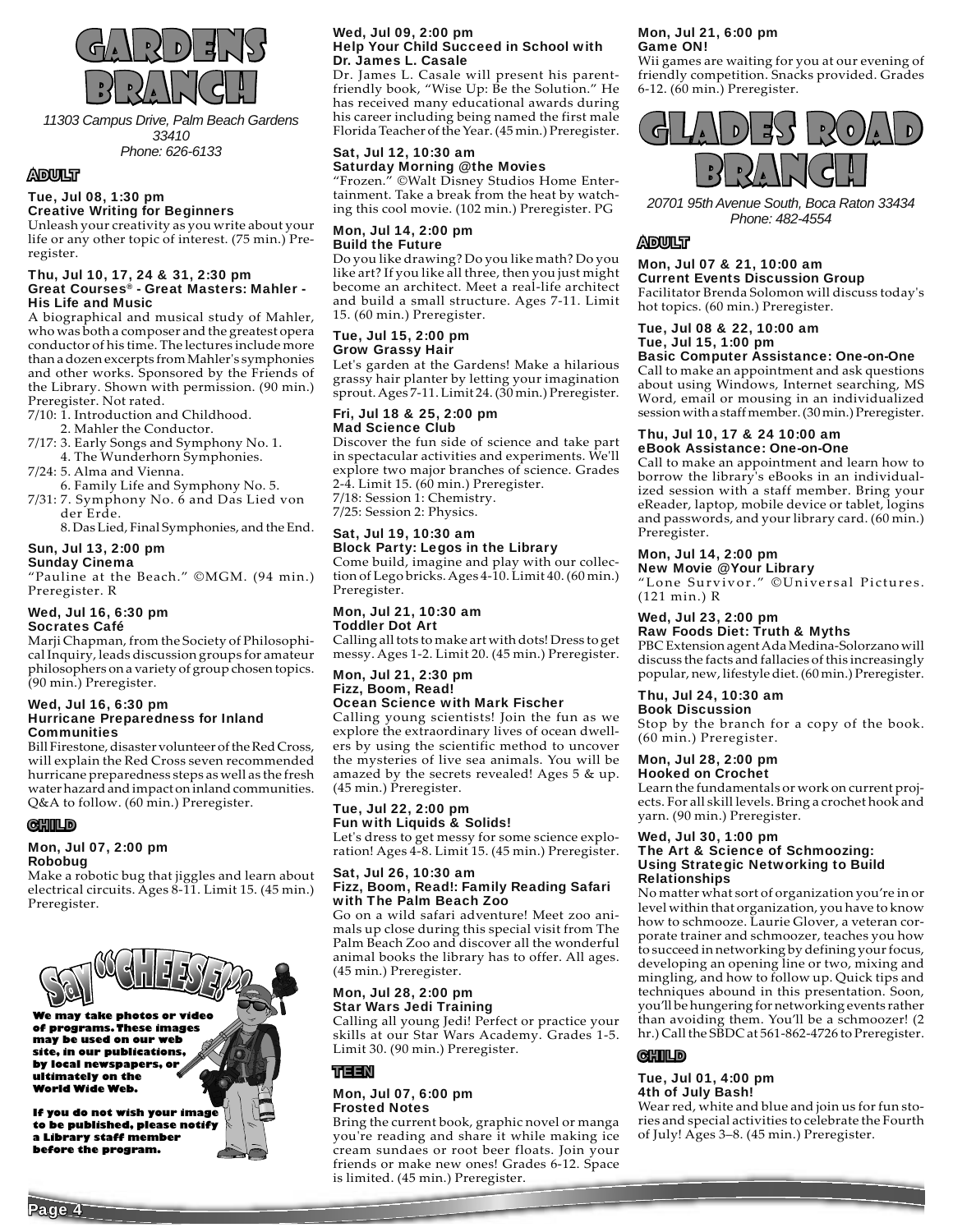# GARDENS BRANCH

*11303 Campus Drive, Palm Beach Gardens 33410*
*Phone: 626-6133*

## ADULT

**Tue, Jul 08, 1:30 pm**
**Creative Writing for Beginners**
Unleash your creativity as you write about your life or any other topic of interest. (75 min.) Preregister.

**Thu, Jul 10, 17, 24 & 31, 2:30 pm**
**Great Courses® - Great Masters: Mahler - His Life and Music**
A biographical and musical study of Mahler, who was both a composer and the greatest opera conductor of his time. The lectures include more than a dozen excerpts from Mahler's symphonies and other works. Sponsored by the Friends of the Library. Shown with permission. (90 min.) Preregister. Not rated.
7/10: 1. Introduction and Childhood.
2. Mahler the Conductor.
7/17: 3. Early Songs and Symphony No. 1.
4. The Wunderhorn Symphonies.
7/24: 5. Alma and Vienna.
6. Family Life and Symphony No. 5.
7/31: 7. Symphony No. 6 and Das Lied von der Erde.
8. Das Lied, Final Symphonies, and the End.

**Sun, Jul 13, 2:00 pm**
**Sunday Cinema**
"Pauline at the Beach." ©MGM. (94 min.) Preregister. R

**Wed, Jul 16, 6:30 pm**
**Socrates Café**
Marji Chapman, from the Society of Philosophical Inquiry, leads discussion groups for amateur philosophers on a variety of group chosen topics. (90 min.) Preregister.

**Wed, Jul 16, 6:30 pm**
**Hurricane Preparedness for Inland Communities**
Bill Firestone, disaster volunteer of the Red Cross, will explain the Red Cross seven recommended hurricane preparedness steps as well as the fresh water hazard and impact on inland communities. Q&A to follow. (60 min.) Preregister.

## CHILD

**Mon, Jul 07, 2:00 pm**
**Robobug**
Make a robotic bug that jiggles and learn about electrical circuits. Ages 8-11. Limit 15. (45 min.) Preregister.

**Say "CHEESE!"**

**We may take photos or video of programs. These images may be used on our web site, in our publications, by local newspapers, or ultimately on the World Wide Web.**

**If you do not wish your image to be published, please notify a Library staff member before the program.**

**Wed, Jul 09, 2:00 pm**
**Help Your Child Succeed in School with Dr. James L. Casale**
Dr. James L. Casale will present his parent-friendly book, "Wise Up: Be the Solution." He has received many educational awards during his career including being named the first male Florida Teacher of the Year. (45 min.) Preregister.

**Sat, Jul 12, 10:30 am**
**Saturday Morning @the Movies**
"Frozen." ©Walt Disney Studios Home Entertainment. Take a break from the heat by watching this cool movie. (102 min.) Preregister. PG

**Mon, Jul 14, 2:00 pm**
**Build the Future**
Do you like drawing? Do you like math? Do you like art? If you like all three, then you just might become an architect. Meet a real-life architect and build a small structure. Ages 7-11. Limit 15. (60 min.) Preregister.

**Tue, Jul 15, 2:00 pm**
**Grow Grassy Hair**
Let's garden at the Gardens! Make a hilarious grassy hair planter by letting your imagination sprout. Ages 7-11. Limit 24. (30 min.) Preregister.

**Fri, Jul 18 & 25, 2:00 pm**
**Mad Science Club**
Discover the fun side of science and take part in spectacular activities and experiments. We'll explore two major branches of science. Grades 2-4. Limit 15. (60 min.) Preregister.
7/18: Session 1: Chemistry.
7/25: Session 2: Physics.

**Sat, Jul 19, 10:30 am**
**Block Party: Legos in the Library**
Come build, imagine and play with our collection of Lego bricks. Ages 4-10. Limit 40. (60 min.) Preregister.

**Mon, Jul 21, 10:30 am**
**Toddler Dot Art**
Calling all tots to make art with dots! Dress to get messy. Ages 1-2. Limit 20. (45 min.) Preregister.

**Mon, Jul 21, 2:30 pm**
**Fizz, Boom, Read!**
**Ocean Science with Mark Fischer**
Calling young scientists! Join the fun as we explore the extraordinary lives of ocean dwellers by using the scientific method to uncover the mysteries of live sea animals. You will be amazed by the secrets revealed! Ages 5 & up. (45 min.) Preregister.

**Tue, Jul 22, 2:00 pm**
**Fun with Liquids & Solids!**
Let's dress to get messy for some science exploration! Ages 4-8. Limit 15. (45 min.) Preregister.

**Sat, Jul 26, 10:30 am**
**Fizz, Boom, Read!: Family Reading Safari with The Palm Beach Zoo**
Go on a wild safari adventure! Meet zoo animals up close during this special visit from The Palm Beach Zoo and discover all the wonderful animal books the library has to offer. All ages. (45 min.) Preregister.

**Mon, Jul 28, 2:00 pm**
**Star Wars Jedi Training**
Calling all young Jedi! Perfect or practice your skills at our Star Wars Academy. Grades 1-5. Limit 30. (90 min.) Preregister.

## TEEN

**Mon, Jul 07, 6:00 pm**
**Frosted Notes**
Bring the current book, graphic novel or manga you're reading and share it while making ice cream sundaes or root beer floats. Join your friends or make new ones! Grades 6-12. Space is limited. (45 min.) Preregister.

**Mon, Jul 21, 6:00 pm**
**Game ON!**
Wii games are waiting for you at our evening of friendly competition. Snacks provided. Grades 6-12. (60 min.) Preregister.

# GLADES ROAD BRANCH

*20701 95th Avenue South, Boca Raton 33434*
*Phone: 482-4554*

## ADULT

**Mon, Jul 07 & 21, 10:00 am**
**Current Events Discussion Group**
Facilitator Brenda Solomon will discuss today's hot topics. (60 min.) Preregister.

**Tue, Jul 08 & 22, 10:00 am**
**Tue, Jul 15, 1:00 pm**
**Basic Computer Assistance: One-on-One**
Call to make an appointment and ask questions about using Windows, Internet searching, MS Word, email or mousing in an individualized session with a staff member. (30 min.) Preregister.

**Thu, Jul 10, 17 & 24 10:00 am**
**eBook Assistance: One-on-One**
Call to make an appointment and learn how to borrow the library's eBooks in an individualized session with a staff member. Bring your eReader, laptop, mobile device or tablet, logins and passwords, and your library card. (60 min.) Preregister.

**Mon, Jul 14, 2:00 pm**
**New Movie @Your Library**
"Lone Survivor." ©Universal Pictures. (121 min.) R

**Wed, Jul 23, 2:00 pm**
**Raw Foods Diet: Truth & Myths**
PBC Extension agent Ada Medina-Solorzano will discuss the facts and fallacies of this increasingly popular, new, lifestyle diet. (60 min.) Preregister.

**Thu, Jul 24, 10:30 am**
**Book Discussion**
Stop by the branch for a copy of the book. (60 min.) Preregister.

**Mon, Jul 28, 2:00 pm**
**Hooked on Crochet**
Learn the fundamentals or work on current projects. For all skill levels. Bring a crochet hook and yarn. (90 min.) Preregister.

**Wed, Jul 30, 1:00 pm**
**The Art & Science of Schmoozing: Using Strategic Networking to Build Relationships**
No matter what sort of organization you're in or level within that organization, you have to know how to schmooze. Laurie Glover, a veteran corporate trainer and schmoozer, teaches you how to succeed in networking by defining your focus, developing an opening line or two, mixing and mingling, and how to follow up. Quick tips and techniques abound in this presentation. Soon, you'll be hungering for networking events rather than avoiding them. You'll be a schmoozer! (2 hr.) Call the SBDC at 561-862-4726 to Preregister.

## CHILD

**Tue, Jul 01, 4:00 pm**
**4th of July Bash!**
Wear red, white and blue and join us for fun stories and special activities to celebrate the Fourth of July! Ages 3–8. (45 min.) Preregister.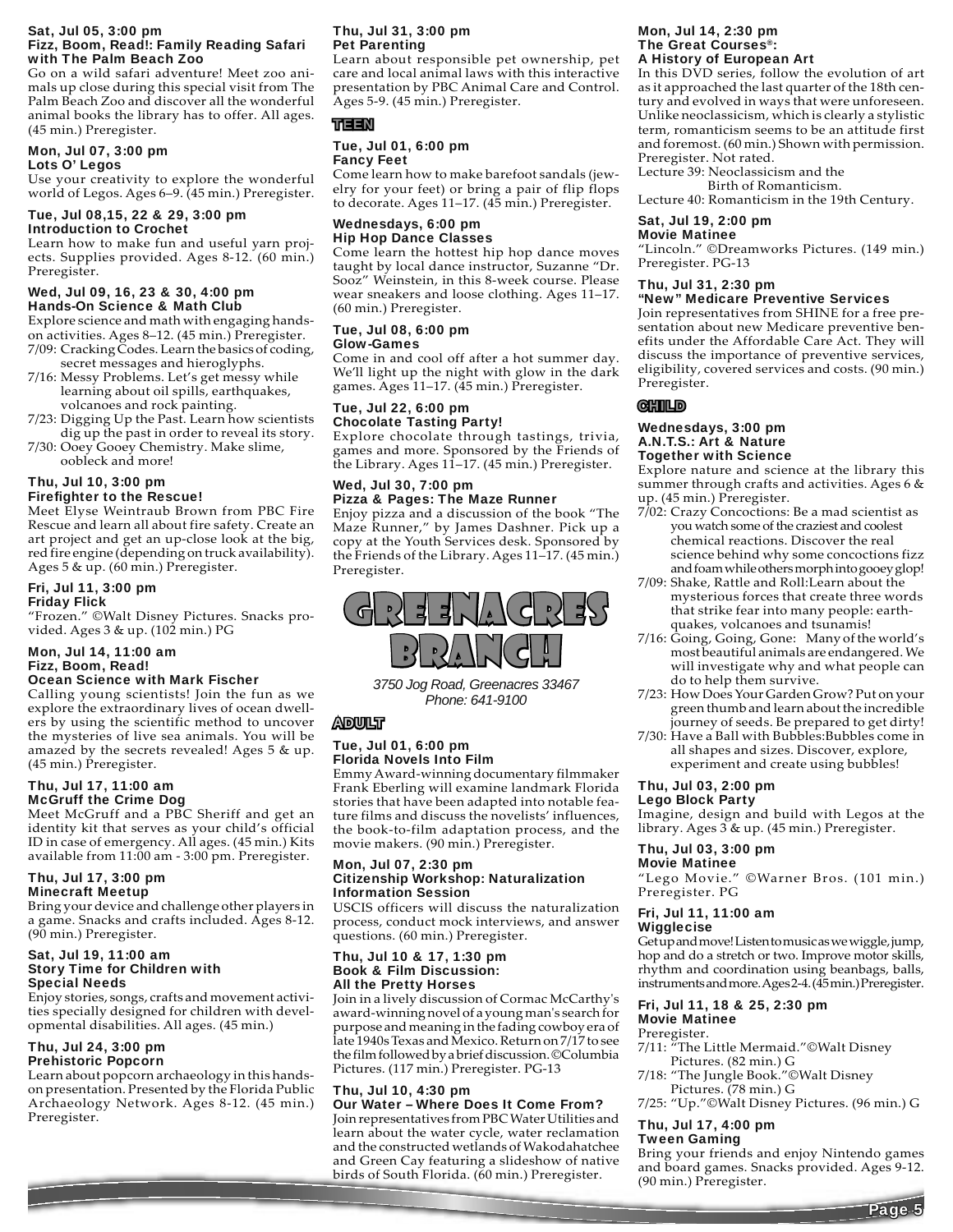**Sat, Jul 05, 3:00 pm**
**Fizz, Boom, Read!: Family Reading Safari with The Palm Beach Zoo**

Go on a wild safari adventure! Meet zoo animals up close during this special visit from The Palm Beach Zoo and discover all the wonderful animal books the library has to offer. All ages. (45 min.) Preregister.

**Mon, Jul 07, 3:00 pm**
**Lots O' Legos**

Use your creativity to explore the wonderful world of Legos. Ages 6–9. (45 min.) Preregister.

**Tue, Jul 08,15, 22 & 29, 3:00 pm**
**Introduction to Crochet**

Learn how to make fun and useful yarn projects. Supplies provided. Ages 8-12. (60 min.) Preregister.

**Wed, Jul 09, 16, 23 & 30, 4:00 pm**
**Hands-On Science & Math Club**

Explore science and math with engaging hands-on activities. Ages 8–12. (45 min.) Preregister.

- 7/09: Cracking Codes. Learn the basics of coding, secret messages and hieroglyphs.
- 7/16: Messy Problems. Let's get messy while learning about oil spills, earthquakes, volcanoes and rock painting.
- 7/23: Digging Up the Past. Learn how scientists dig up the past in order to reveal its story.
- 7/30: Ooey Gooey Chemistry. Make slime, oobleck and more!

**Thu, Jul 10, 3:00 pm**
**Firefighter to the Rescue!**

Meet Elyse Weintraub Brown from PBC Fire Rescue and learn all about fire safety. Create an art project and get an up-close look at the big, red fire engine (depending on truck availability). Ages 5 & up. (60 min.) Preregister.

**Fri, Jul 11, 3:00 pm**
**Friday Flick**

"Frozen." ©Walt Disney Pictures. Snacks provided. Ages 3 & up. (102 min.) PG

**Mon, Jul 14, 11:00 am**
**Fizz, Boom, Read!**
**Ocean Science with Mark Fischer**

Calling young scientists! Join the fun as we explore the extraordinary lives of ocean dwellers by using the scientific method to uncover the mysteries of live sea animals. You will be amazed by the secrets revealed! Ages 5 & up. (45 min.) Preregister.

**Thu, Jul 17, 11:00 am**
**McGruff the Crime Dog**

Meet McGruff and a PBC Sheriff and get an identity kit that serves as your child's official ID in case of emergency. All ages. (45 min.) Kits available from 11:00 am - 3:00 pm. Preregister.

**Thu, Jul 17, 3:00 pm**
**Minecraft Meetup**

Bring your device and challenge other players in a game. Snacks and crafts included. Ages 8-12. (90 min.) Preregister.

**Sat, Jul 19, 11:00 am**
**Story Time for Children with Special Needs**

Enjoy stories, songs, crafts and movement activities specially designed for children with developmental disabilities. All ages. (45 min.)

**Thu, Jul 24, 3:00 pm**
**Prehistoric Popcorn**

Learn about popcorn archaeology in this hands-on presentation. Presented by the Florida Public Archaeology Network. Ages 8-12. (45 min.) Preregister.

**Thu, Jul 31, 3:00 pm**
**Pet Parenting**

Learn about responsible pet ownership, pet care and local animal laws with this interactive presentation by PBC Animal Care and Control. Ages 5-9. (45 min.) Preregister.

## TEEN

**Tue, Jul 01, 6:00 pm**
**Fancy Feet**

Come learn how to make barefoot sandals (jewelry for your feet) or bring a pair of flip flops to decorate. Ages 11–17. (45 min.) Preregister.

**Wednesdays, 6:00 pm**
**Hip Hop Dance Classes**

Come learn the hottest hip hop dance moves taught by local dance instructor, Suzanne "Dr. Sooz" Weinstein, in this 8-week course. Please wear sneakers and loose clothing. Ages 11–17. (60 min.) Preregister.

**Tue, Jul 08, 6:00 pm**
**Glow-Games**

Come in and cool off after a hot summer day. We'll light up the night with glow in the dark games. Ages 11–17. (45 min.) Preregister.

**Tue, Jul 22, 6:00 pm**
**Chocolate Tasting Party!**

Explore chocolate through tastings, trivia, games and more. Sponsored by the Friends of the Library. Ages 11–17. (45 min.) Preregister.

**Wed, Jul 30, 7:00 pm**
**Pizza & Pages: The Maze Runner**

Enjoy pizza and a discussion of the book "The Maze Runner," by James Dashner. Pick up a copy at the Youth Services desk. Sponsored by the Friends of the Library. Ages 11–17. (45 min.) Preregister.

# GREENACRES BRANCH

*3750 Jog Road, Greenacres 33467*
*Phone: 641-9100*

## ADULT

**Tue, Jul 01, 6:00 pm**
**Florida Novels Into Film**

Emmy Award-winning documentary filmmaker Frank Eberling will examine landmark Florida stories that have been adapted into notable feature films and discuss the novelists' influences, the book-to-film adaptation process, and the movie makers. (90 min.) Preregister.

**Mon, Jul 07, 2:30 pm**
**Citizenship Workshop: Naturalization Information Session**

USCIS officers will discuss the naturalization process, conduct mock interviews, and answer questions. (60 min.) Preregister.

**Thu, Jul 10 & 17, 1:30 pm**
**Book & Film Discussion: All the Pretty Horses**

Join in a lively discussion of Cormac McCarthy's award-winning novel of a young man's search for purpose and meaning in the fading cowboy era of late 1940s Texas and Mexico. Return on 7/17 to see the film followed by a brief discussion. ©Columbia Pictures. (117 min.) Preregister. PG-13

**Thu, Jul 10, 4:30 pm**
**Our Water – Where Does It Come From?**

Join representatives from PBC Water Utilities and learn about the water cycle, water reclamation and the constructed wetlands of Wakodahatchee and Green Cay featuring a slideshow of native birds of South Florida. (60 min.) Preregister.

**Mon, Jul 14, 2:30 pm**
**The Great Courses®: A History of European Art**

In this DVD series, follow the evolution of art as it approached the last quarter of the 18th century and evolved in ways that were unforeseen. Unlike neoclassicism, which is clearly a stylistic term, romanticism seems to be an attitude first and foremost. (60 min.) Shown with permission. Preregister. Not rated.

Lecture 39: Neoclassicism and the Birth of Romanticism.
Lecture 40: Romanticism in the 19th Century.

**Sat, Jul 19, 2:00 pm**
**Movie Matinee**

"Lincoln." ©Dreamworks Pictures. (149 min.) Preregister. PG-13

**Thu, Jul 31, 2:30 pm**
**"New" Medicare Preventive Services**

Join representatives from SHINE for a free presentation about new Medicare preventive benefits under the Affordable Care Act. They will discuss the importance of preventive services, eligibility, covered services and costs. (90 min.) Preregister.

## CHILD

**Wednesdays, 3:00 pm**
**A.N.T.S.: Art & Nature Together with Science**

Explore nature and science at the library this summer through crafts and activities. Ages 6 & up. (45 min.) Preregister.

- 7/02: Crazy Concoctions: Be a mad scientist as you watch some of the craziest and coolest chemical reactions. Discover the real science behind why some concoctions fizz and foam while others morph into gooey glop!
- 7/09: Shake, Rattle and Roll:Learn about the mysterious forces that create three words that strike fear into many people: earthquakes, volcanoes and tsunamis!
- 7/16: Going, Going, Gone: Many of the world's most beautiful animals are endangered. We will investigate why and what people can do to help them survive.
- 7/23: How Does Your Garden Grow? Put on your green thumb and learn about the incredible journey of seeds. Be prepared to get dirty!
- 7/30: Have a Ball with Bubbles:Bubbles come in all shapes and sizes. Discover, explore, experiment and create using bubbles!

**Thu, Jul 03, 2:00 pm**
**Lego Block Party**

Imagine, design and build with Legos at the library. Ages 3 & up. (45 min.) Preregister.

**Thu, Jul 03, 3:00 pm**
**Movie Matinee**

"Lego Movie." ©Warner Bros. (101 min.) Preregister. PG

**Fri, Jul 11, 11:00 am**
**Wigglecise**

Get up and move! Listen to music as we wiggle, jump, hop and do a stretch or two. Improve motor skills, rhythm and coordination using beanbags, balls, instruments and more. Ages 2-4. (45 min.) Preregister.

**Fri, Jul 11, 18 & 25, 2:30 pm**
**Movie Matinee**

Preregister.

- 7/11: "The Little Mermaid."©Walt Disney Pictures. (82 min.) G
- 7/18: "The Jungle Book."©Walt Disney Pictures. (78 min.) G
- 7/25: "Up."©Walt Disney Pictures. (96 min.) G

**Thu, Jul 17, 4:00 pm**
**Tween Gaming**

Bring your friends and enjoy Nintendo games and board games. Snacks provided. Ages 9-12. (90 min.) Preregister.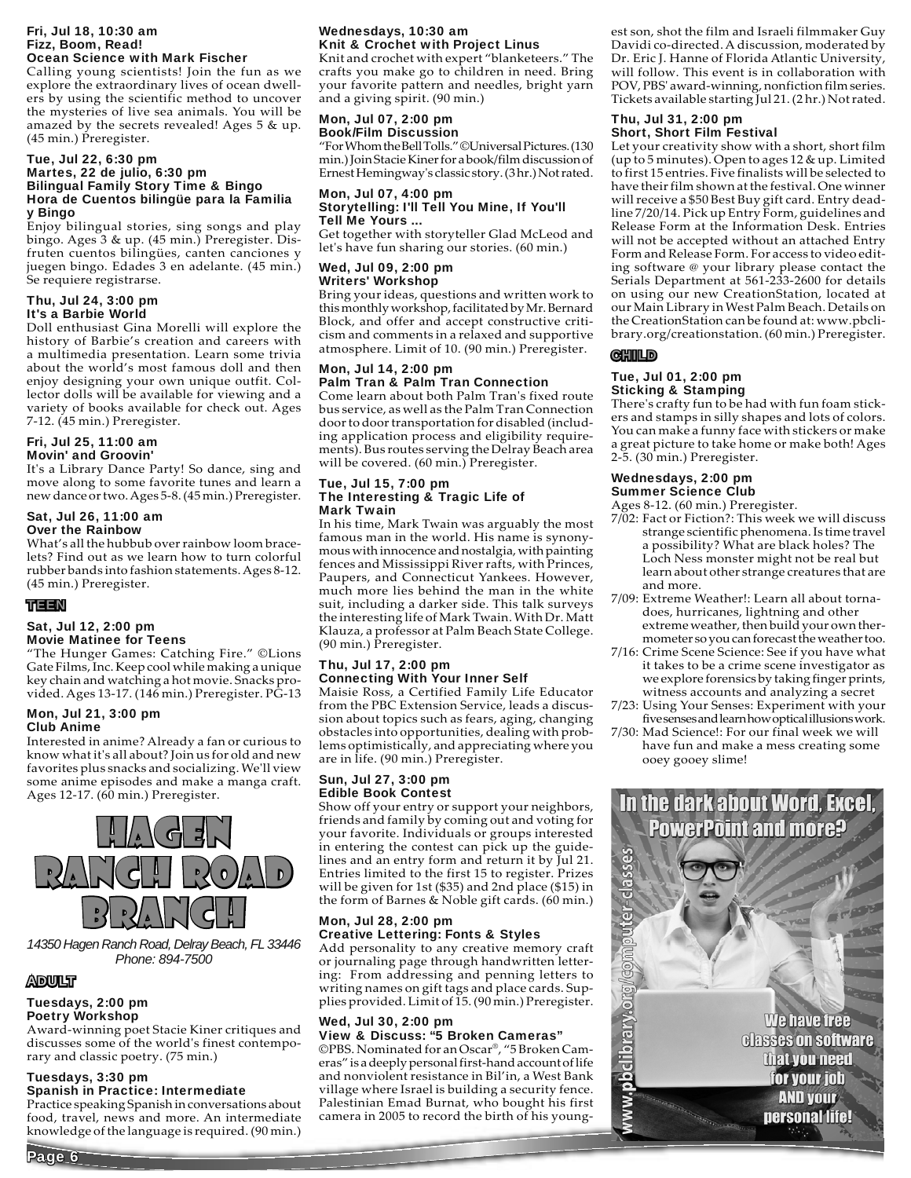**Fri, Jul 18, 10:30 am**
**Fizz, Boom, Read!**
**Ocean Science with Mark Fischer**

Calling young scientists! Join the fun as we explore the extraordinary lives of ocean dwellers by using the scientific method to uncover the mysteries of live sea animals. You will be amazed by the secrets revealed! Ages 5 & up. (45 min.) Preregister.

**Tue, Jul 22, 6:30 pm**
**Martes, 22 de julio, 6:30 pm**
**Bilingual Family Story Time & Bingo**
**Hora de Cuentos bilingüe para la Familia y Bingo**

Enjoy bilingual stories, sing songs and play bingo. Ages 3 & up. (45 min.) Preregister. Disfruten cuentos bilingües, canten canciones y juegen bingo. Edades 3 en adelante. (45 min.) Se requiere registrarse.

**Thu, Jul 24, 3:00 pm**
**It's a Barbie World**

Doll enthusiast Gina Morelli will explore the history of Barbie's creation and careers with a multimedia presentation. Learn some trivia about the world's most famous doll and then enjoy designing your own unique outfit. Collector dolls will be available for viewing and a variety of books available for check out. Ages 7-12. (45 min.) Preregister.

**Fri, Jul 25, 11:00 am**
**Movin' and Groovin'**

It's a Library Dance Party! So dance, sing and move along to some favorite tunes and learn a new dance or two. Ages 5-8. (45 min.) Preregister.

**Sat, Jul 26, 11:00 am**
**Over the Rainbow**

What's all the hubbub over rainbow loom bracelets? Find out as we learn how to turn colorful rubber bands into fashion statements. Ages 8-12. (45 min.) Preregister.

## TEEN

**Sat, Jul 12, 2:00 pm**
**Movie Matinee for Teens**

"The Hunger Games: Catching Fire." ©Lions Gate Films, Inc. Keep cool while making a unique key chain and watching a hot movie. Snacks provided. Ages 13-17. (146 min.) Preregister. PG-13

**Mon, Jul 21, 3:00 pm**
**Club Anime**

Interested in anime? Already a fan or curious to know what it's all about? Join us for old and new favorites plus snacks and socializing. We'll view some anime episodes and make a manga craft. Ages 12-17. (60 min.) Preregister.

# HAGEN RANCH ROAD BRANCH

*14350 Hagen Ranch Road, Delray Beach, FL 33446*
*Phone: 894-7500*

## ADULT

**Tuesdays, 2:00 pm**
**Poetry Workshop**

Award-winning poet Stacie Kiner critiques and discusses some of the world's finest contemporary and classic poetry. (75 min.)

**Tuesdays, 3:30 pm**
**Spanish in Practice: Intermediate**

Practice speaking Spanish in conversations about food, travel, news and more. An intermediate knowledge of the language is required. (90 min.)

**Wednesdays, 10:30 am**
**Knit & Crochet with Project Linus**

Knit and crochet with expert "blanketeers." The crafts you make go to children in need. Bring your favorite pattern and needles, bright yarn and a giving spirit. (90 min.)

**Mon, Jul 07, 2:00 pm**
**Book/Film Discussion**

"For Whom the Bell Tolls." ©Universal Pictures. (130 min.) Join Stacie Kiner for a book/film discussion of Ernest Hemingway's classic story. (3 hr.) Not rated.

**Mon, Jul 07, 4:00 pm**
**Storytelling: I'll Tell You Mine, If You'll Tell Me Yours ...**

Get together with storyteller Glad McLeod and let's have fun sharing our stories. (60 min.)

**Wed, Jul 09, 2:00 pm**
**Writers' Workshop**

Bring your ideas, questions and written work to this monthly workshop, facilitated by Mr. Bernard Block, and offer and accept constructive criticism and comments in a relaxed and supportive atmosphere. Limit of 10. (90 min.) Preregister.

**Mon, Jul 14, 2:00 pm**
**Palm Tran & Palm Tran Connection**

Come learn about both Palm Tran's fixed route bus service, as well as the Palm Tran Connection door to door transportation for disabled (including application process and eligibility requirements). Bus routes serving the Delray Beach area will be covered. (60 min.) Preregister.

**Tue, Jul 15, 7:00 pm**
**The Interesting & Tragic Life of Mark Twain**

In his time, Mark Twain was arguably the most famous man in the world. His name is synonymous with innocence and nostalgia, with painting fences and Mississippi River rafts, with Princes, Paupers, and Connecticut Yankees. However, much more lies behind the man in the white suit, including a darker side. This talk surveys the interesting life of Mark Twain. With Dr. Matt Klauza, a professor at Palm Beach State College. (90 min.) Preregister.

**Thu, Jul 17, 2:00 pm**
**Connecting With Your Inner Self**

Maisie Ross, a Certified Family Life Educator from the PBC Extension Service, leads a discussion about topics such as fears, aging, changing obstacles into opportunities, dealing with problems optimistically, and appreciating where you are in life. (90 min.) Preregister.

**Sun, Jul 27, 3:00 pm**
**Edible Book Contest**

Show off your entry or support your neighbors, friends and family by coming out and voting for your favorite. Individuals or groups interested in entering the contest can pick up the guidelines and an entry form and return it by Jul 21. Entries limited to the first 15 to register. Prizes will be given for 1st ($35) and 2nd place ($15) in the form of Barnes & Noble gift cards. (60 min.)

**Mon, Jul 28, 2:00 pm**
**Creative Lettering: Fonts & Styles**

Add personality to any creative memory craft or journaling page through handwritten lettering: From addressing and penning letters to writing names on gift tags and place cards. Supplies provided. Limit of 15. (90 min.) Preregister.

**Wed, Jul 30, 2:00 pm**
**View & Discuss: "5 Broken Cameras"**

©PBS. Nominated for an Oscar®, "5 Broken Cameras" is a deeply personal first-hand account of life and nonviolent resistance in Bil'in, a West Bank village where Israel is building a security fence. Palestinian Emad Burnat, who bought his first camera in 2005 to record the birth of his youngest son, shot the film and Israeli filmmaker Guy Davidi co-directed. A discussion, moderated by Dr. Eric J. Hanne of Florida Atlantic University, will follow. This event is in collaboration with POV, PBS' award-winning, nonfiction film series. Tickets available starting Jul 21. (2 hr.) Not rated.

**Thu, Jul 31, 2:00 pm**
**Short, Short Film Festival**

Let your creativity show with a short, short film (up to 5 minutes). Open to ages 12 & up. Limited to first 15 entries. Five finalists will be selected to have their film shown at the festival. One winner will receive a $50 Best Buy gift card. Entry deadline 7/20/14. Pick up Entry Form, guidelines and Release Form at the Information Desk. Entries will not be accepted without an attached Entry Form and Release Form. For access to video editing software @ your library please contact the Serials Department at 561-233-2600 for details on using our new CreationStation, located at our Main Library in West Palm Beach. Details on the CreationStation can be found at: www.pbclibrary.org/creationstation. (60 min.) Preregister.

## CHILD

**Tue, Jul 01, 2:00 pm**
**Sticking & Stamping**

There's crafty fun to be had with fun foam stickers and stamps in silly shapes and lots of colors. You can make a funny face with stickers or make a great picture to take home or make both! Ages 2-5. (30 min.) Preregister.

**Wednesdays, 2:00 pm**
**Summer Science Club**

Ages 8-12. (60 min.) Preregister.

- 7/02: Fact or Fiction?: This week we will discuss strange scientific phenomena. Is time travel a possibility? What are black holes? The Loch Ness monster might not be real but learn about other strange creatures that are and more.
- 7/09: Extreme Weather!: Learn all about tornadoes, hurricanes, lightning and other extreme weather, then build your own thermometer so you can forecast the weather too.
- 7/16: Crime Scene Science: See if you have what it takes to be a crime scene investigator as we explore forensics by taking finger prints, witness accounts and analyzing a secret
- 7/23: Using Your Senses: Experiment with your five senses and learn how optical illusions work.
- 7/30: Mad Science!: For our final week we will have fun and make a mess creating some ooey gooey slime!

**In the dark about Word, Excel, PowerPoint and more?**

We have free classes on software that you need for your job AND your personal life!

www.pbclibrary.org/computer-classes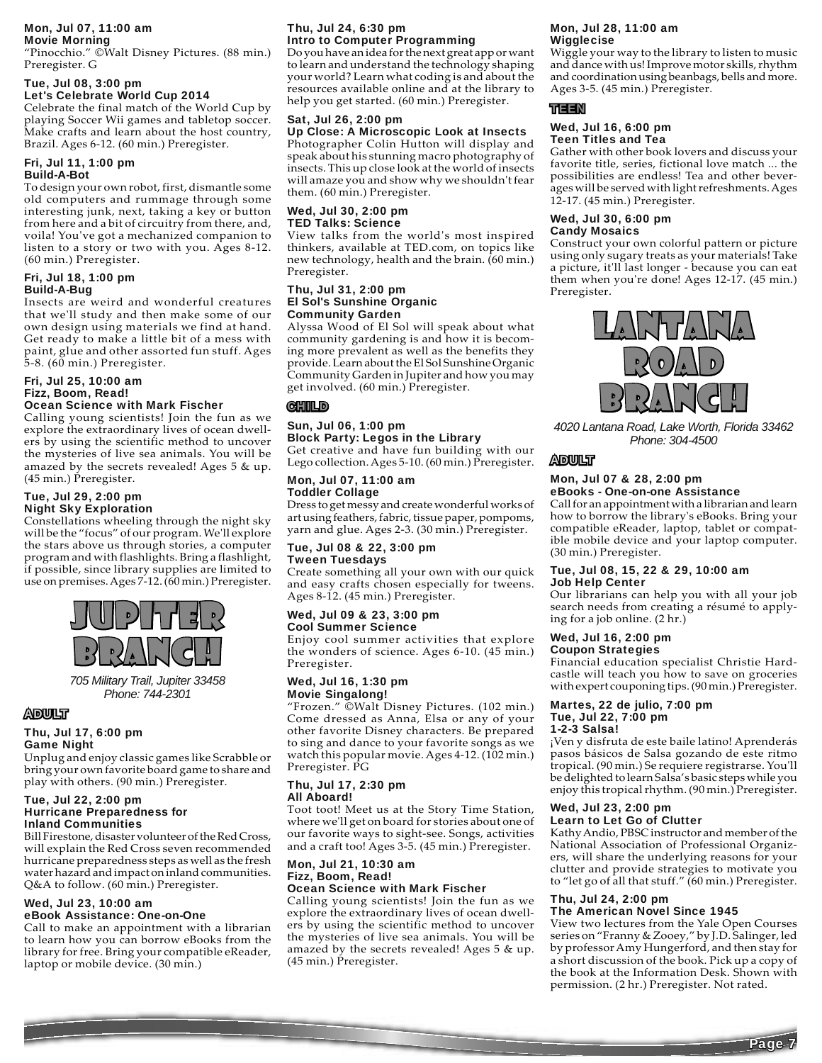**Mon, Jul 07, 11:00 am**
**Movie Morning**
"Pinocchio." ©Walt Disney Pictures. (88 min.) Preregister. G

**Tue, Jul 08, 3:00 pm**
**Let's Celebrate World Cup 2014**
Celebrate the final match of the World Cup by playing Soccer Wii games and tabletop soccer. Make crafts and learn about the host country, Brazil. Ages 6-12. (60 min.) Preregister.

**Fri, Jul 11, 1:00 pm**
**Build-A-Bot**
To design your own robot, first, dismantle some old computers and rummage through some interesting junk, next, taking a key or button from here and a bit of circuitry from there, and, voila! You've got a mechanized companion to listen to a story or two with you. Ages 8-12. (60 min.) Preregister.

**Fri, Jul 18, 1:00 pm**
**Build-A-Bug**
Insects are weird and wonderful creatures that we'll study and then make some of our own design using materials we find at hand. Get ready to make a little bit of a mess with paint, glue and other assorted fun stuff. Ages 5-8. (60 min.) Preregister.

**Fri, Jul 25, 10:00 am**
**Fizz, Boom, Read!**
**Ocean Science with Mark Fischer**
Calling young scientists! Join the fun as we explore the extraordinary lives of ocean dwellers by using the scientific method to uncover the mysteries of live sea animals. You will be amazed by the secrets revealed! Ages 5 & up. (45 min.) Preregister.

**Tue, Jul 29, 2:00 pm**
**Night Sky Exploration**
Constellations wheeling through the night sky will be the "focus" of our program. We'll explore the stars above us through stories, a computer program and with flashlights. Bring a flashlight, if possible, since library supplies are limited to use on premises. Ages 7-12. (60 min.) Preregister.

# JUPITER BRANCH

*705 Military Trail, Jupiter 33458*
*Phone: 744-2301*

## ADULT

**Thu, Jul 17, 6:00 pm**
**Game Night**
Unplug and enjoy classic games like Scrabble or bring your own favorite board game to share and play with others. (90 min.) Preregister.

**Tue, Jul 22, 2:00 pm**
**Hurricane Preparedness for Inland Communities**
Bill Firestone, disaster volunteer of the Red Cross, will explain the Red Cross seven recommended hurricane preparedness steps as well as the fresh water hazard and impact on inland communities. Q&A to follow. (60 min.) Preregister.

**Wed, Jul 23, 10:00 am**
**eBook Assistance: One-on-One**
Call to make an appointment with a librarian to learn how you can borrow eBooks from the library for free. Bring your compatible eReader, laptop or mobile device. (30 min.)

**Thu, Jul 24, 6:30 pm**
**Intro to Computer Programming**
Do you have an idea for the next great app or want to learn and understand the technology shaping your world? Learn what coding is and about the resources available online and at the library to help you get started. (60 min.) Preregister.

**Sat, Jul 26, 2:00 pm**
**Up Close: A Microscopic Look at Insects**
Photographer Colin Hutton will display and speak about his stunning macro photography of insects. This up close look at the world of insects will amaze you and show why we shouldn't fear them. (60 min.) Preregister.

**Wed, Jul 30, 2:00 pm**
**TED Talks: Science**
View talks from the world's most inspired thinkers, available at TED.com, on topics like new technology, health and the brain. (60 min.) Preregister.

**Thu, Jul 31, 2:00 pm**
**El Sol's Sunshine Organic Community Garden**
Alyssa Wood of El Sol will speak about what community gardening is and how it is becoming more prevalent as well as the benefits they provide. Learn about the El Sol Sunshine Organic Community Garden in Jupiter and how you may get involved. (60 min.) Preregister.

## CHILD

**Sun, Jul 06, 1:00 pm**
**Block Party: Legos in the Library**
Get creative and have fun building with our Lego collection. Ages 5-10. (60 min.) Preregister.

**Mon, Jul 07, 11:00 am**
**Toddler Collage**
Dress to get messy and create wonderful works of art using feathers, fabric, tissue paper, pompoms, yarn and glue. Ages 2-3. (30 min.) Preregister.

**Tue, Jul 08 & 22, 3:00 pm**
**Tween Tuesdays**
Create something all your own with our quick and easy crafts chosen especially for tweens. Ages 8-12. (45 min.) Preregister.

**Wed, Jul 09 & 23, 3:00 pm**
**Cool Summer Science**
Enjoy cool summer activities that explore the wonders of science. Ages 6-10. (45 min.) Preregister.

**Wed, Jul 16, 1:30 pm**
**Movie Singalong!**
"Frozen." ©Walt Disney Pictures. (102 min.) Come dressed as Anna, Elsa or any of your other favorite Disney characters. Be prepared to sing and dance to your favorite songs as we watch this popular movie. Ages 4-12. (102 min.) Preregister. PG

**Thu, Jul 17, 2:30 pm**
**All Aboard!**
Toot toot! Meet us at the Story Time Station, where we'll get on board for stories about one of our favorite ways to sight-see. Songs, activities and a craft too! Ages 3-5. (45 min.) Preregister.

**Mon, Jul 21, 10:30 am**
**Fizz, Boom, Read!**
**Ocean Science with Mark Fischer**
Calling young scientists! Join the fun as we explore the extraordinary lives of ocean dwellers by using the scientific method to uncover the mysteries of live sea animals. You will be amazed by the secrets revealed! Ages 5 & up. (45 min.) Preregister.

**Mon, Jul 28, 11:00 am**
**Wigglecise**
Wiggle your way to the library to listen to music and dance with us! Improve motor skills, rhythm and coordination using beanbags, bells and more. Ages 3-5. (45 min.) Preregister.

## TEEN

**Wed, Jul 16, 6:00 pm**
**Teen Titles and Tea**
Gather with other book lovers and discuss your favorite title, series, fictional love match ... the possibilities are endless! Tea and other beverages will be served with light refreshments. Ages 12-17. (45 min.) Preregister.

**Wed, Jul 30, 6:00 pm**
**Candy Mosaics**
Construct your own colorful pattern or picture using only sugary treats as your materials! Take a picture, it'll last longer - because you can eat them when you're done! Ages 12-17. (45 min.) Preregister.

# LANTANA ROAD BRANCH

*4020 Lantana Road, Lake Worth, Florida 33462*
*Phone: 304-4500*

## ADULT

**Mon, Jul 07 & 28, 2:00 pm**
**eBooks - One-on-one Assistance**
Call for an appointment with a librarian and learn how to borrow the library's eBooks. Bring your compatible eReader, laptop, tablet or compatible mobile device and your laptop computer. (30 min.) Preregister.

**Tue, Jul 08, 15, 22 & 29, 10:00 am**
**Job Help Center**
Our librarians can help you with all your job search needs from creating a résumé to applying for a job online. (2 hr.)

**Wed, Jul 16, 2:00 pm**
**Coupon Strategies**
Financial education specialist Christie Hardcastle will teach you how to save on groceries with expert couponing tips. (90 min.) Preregister.

**Martes, 22 de julio, 7:00 pm**
**Tue, Jul 22, 7:00 pm**
**1-2-3 Salsa!**
¡Ven y disfruta de este baile latino! Aprenderás pasos básicos de Salsa gozando de este ritmo tropical. (90 min.) Se requiere registrarse. You'll be delighted to learn Salsa's basic steps while you enjoy this tropical rhythm. (90 min.) Preregister.

**Wed, Jul 23, 2:00 pm**
**Learn to Let Go of Clutter**
Kathy Andio, PBSC instructor and member of the National Association of Professional Organizers, will share the underlying reasons for your clutter and provide strategies to motivate you to "let go of all that stuff." (60 min.) Preregister.

**Thu, Jul 24, 2:00 pm**
**The American Novel Since 1945**
View two lectures from the Yale Open Courses series on "Franny & Zooey," by J.D. Salinger, led by professor Amy Hungerford, and then stay for a short discussion of the book. Pick up a copy of the book at the Information Desk. Shown with permission. (2 hr.) Preregister. Not rated.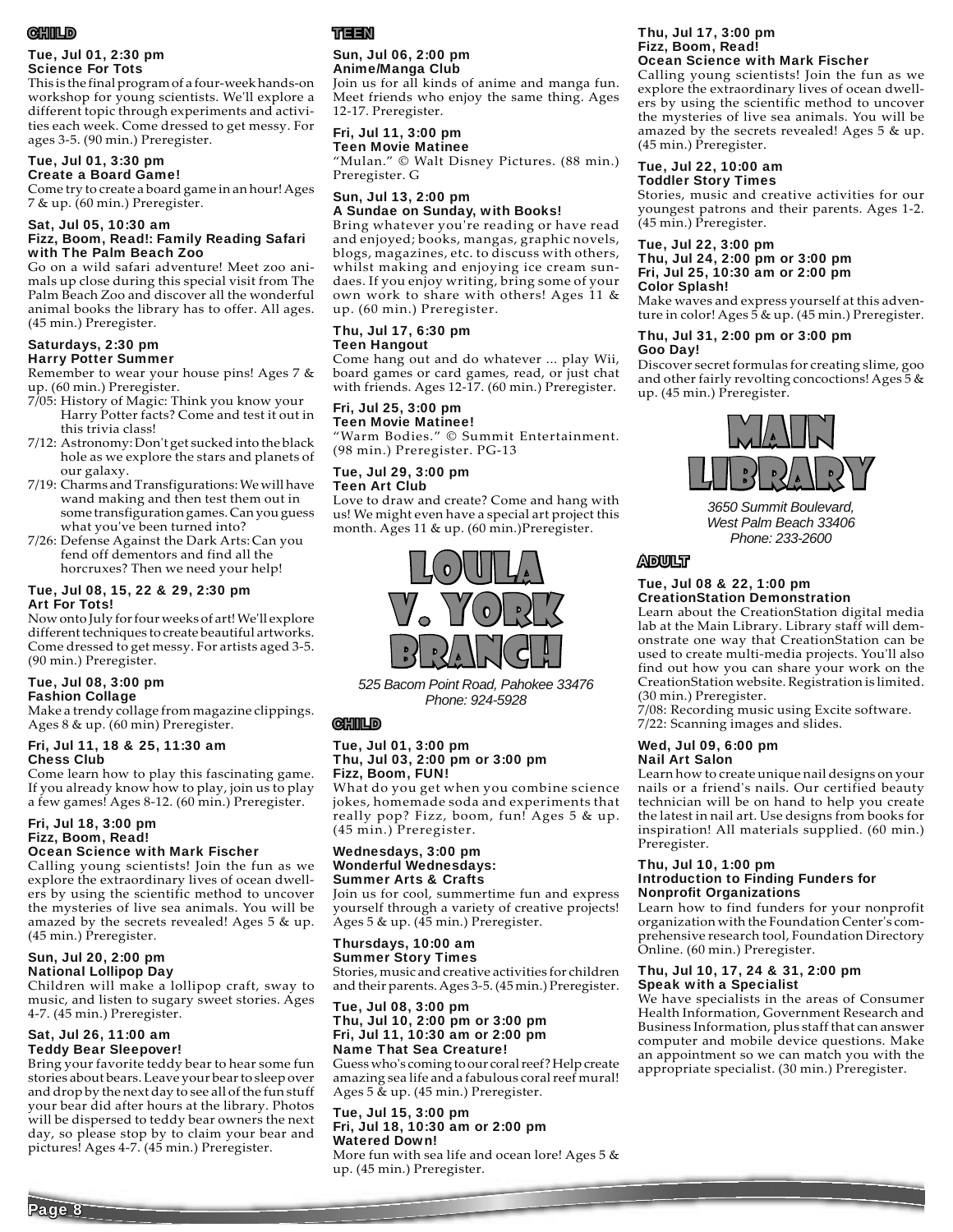## CHILD

**Tue, Jul 01, 2:30 pm**
**Science For Tots**

This is the final program of a four-week hands-on workshop for young scientists. We'll explore a different topic through experiments and activities each week. Come dressed to get messy. For ages 3-5. (90 min.) Preregister.

**Tue, Jul 01, 3:30 pm**
**Create a Board Game!**

Come try to create a board game in an hour! Ages 7 & up. (60 min.) Preregister.

**Sat, Jul 05, 10:30 am**
**Fizz, Boom, Read!: Family Reading Safari with The Palm Beach Zoo**

Go on a wild safari adventure! Meet zoo animals up close during this special visit from The Palm Beach Zoo and discover all the wonderful animal books the library has to offer. All ages. (45 min.) Preregister.

**Saturdays, 2:30 pm**
**Harry Potter Summer**

Remember to wear your house pins! Ages 7 & up. (60 min.) Preregister.

- 7/05: History of Magic: Think you know your Harry Potter facts? Come and test it out in this trivia class!
- 7/12: Astronomy: Don't get sucked into the black hole as we explore the stars and planets of our galaxy.
- 7/19: Charms and Transfigurations: We will have wand making and then test them out in some transfiguration games. Can you guess what you've been turned into?
- 7/26: Defense Against the Dark Arts: Can you fend off dementors and find all the horcruxes? Then we need your help!

**Tue, Jul 08, 15, 22 & 29, 2:30 pm**
**Art For Tots!**

Now onto July for four weeks of art! We'll explore different techniques to create beautiful artworks. Come dressed to get messy. For artists aged 3-5. (90 min.) Preregister.

**Tue, Jul 08, 3:00 pm**
**Fashion Collage**

Make a trendy collage from magazine clippings. Ages 8 & up. (60 min) Preregister.

**Fri, Jul 11, 18 & 25, 11:30 am**
**Chess Club**

Come learn how to play this fascinating game. If you already know how to play, join us to play a few games! Ages 8-12. (60 min.) Preregister.

**Fri, Jul 18, 3:00 pm**
**Fizz, Boom, Read!**
**Ocean Science with Mark Fischer**

Calling young scientists! Join the fun as we explore the extraordinary lives of ocean dwellers by using the scientific method to uncover the mysteries of live sea animals. You will be amazed by the secrets revealed! Ages 5 & up. (45 min.) Preregister.

**Sun, Jul 20, 2:00 pm**
**National Lollipop Day**

Children will make a lollipop craft, sway to music, and listen to sugary sweet stories. Ages 4-7. (45 min.) Preregister.

**Sat, Jul 26, 11:00 am**
**Teddy Bear Sleepover!**

Bring your favorite teddy bear to hear some fun stories about bears. Leave your bear to sleep over and drop by the next day to see all of the fun stuff your bear did after hours at the library. Photos will be dispersed to teddy bear owners the next day, so please stop by to claim your bear and pictures! Ages 4-7. (45 min.) Preregister.

## TEEN

**Sun, Jul 06, 2:00 pm**
**Anime/Manga Club**

Join us for all kinds of anime and manga fun. Meet friends who enjoy the same thing. Ages 12-17. Preregister.

**Fri, Jul 11, 3:00 pm**
**Teen Movie Matinee**

"Mulan." © Walt Disney Pictures. (88 min.) Preregister. G

**Sun, Jul 13, 2:00 pm**
**A Sundae on Sunday, with Books!**

Bring whatever you're reading or have read and enjoyed; books, mangas, graphic novels, blogs, magazines, etc. to discuss with others, whilst making and enjoying ice cream sundaes. If you enjoy writing, bring some of your own work to share with others! Ages 11 & up. (60 min.) Preregister.

**Thu, Jul 17, 6:30 pm**
**Teen Hangout**

Come hang out and do whatever ... play Wii, board games or card games, read, or just chat with friends. Ages 12-17. (60 min.) Preregister.

**Fri, Jul 25, 3:00 pm**
**Teen Movie Matinee!**

"Warm Bodies." © Summit Entertainment. (98 min.) Preregister. PG-13

**Tue, Jul 29, 3:00 pm**
**Teen Art Club**

Love to draw and create? Come and hang with us! We might even have a special art project this month. Ages 11 & up. (60 min.)Preregister.

# LOULA V. YORK BRANCH

*525 Bacom Point Road, Pahokee 33476*
*Phone: 924-5928*

## CHILD

**Tue, Jul 01, 3:00 pm**
**Thu, Jul 03, 2:00 pm or 3:00 pm**
**Fizz, Boom, FUN!**

What do you get when you combine science jokes, homemade soda and experiments that really pop? Fizz, boom, fun! Ages 5 & up. (45 min.) Preregister.

**Wednesdays, 3:00 pm**
**Wonderful Wednesdays: Summer Arts & Crafts**

Join us for cool, summertime fun and express yourself through a variety of creative projects! Ages 5 & up. (45 min.) Preregister.

**Thursdays, 10:00 am**
**Summer Story Times**

Stories, music and creative activities for children and their parents. Ages 3-5. (45 min.) Preregister.

**Tue, Jul 08, 3:00 pm**
**Thu, Jul 10, 2:00 pm or 3:00 pm**
**Fri, Jul 11, 10:30 am or 2:00 pm**
**Name That Sea Creature!**

Guess who's coming to our coral reef? Help create amazing sea life and a fabulous coral reef mural! Ages 5 & up. (45 min.) Preregister.

**Tue, Jul 15, 3:00 pm**
**Fri, Jul 18, 10:30 am or 2:00 pm**
**Watered Down!**

More fun with sea life and ocean lore! Ages 5 & up. (45 min.) Preregister.

**Thu, Jul 17, 3:00 pm**
**Fizz, Boom, Read!**
**Ocean Science with Mark Fischer**

Calling young scientists! Join the fun as we explore the extraordinary lives of ocean dwellers by using the scientific method to uncover the mysteries of live sea animals. You will be amazed by the secrets revealed! Ages 5 & up. (45 min.) Preregister.

**Tue, Jul 22, 10:00 am**
**Toddler Story Times**

Stories, music and creative activities for our youngest patrons and their parents. Ages 1-2. (45 min.) Preregister.

**Tue, Jul 22, 3:00 pm**
**Thu, Jul 24, 2:00 pm or 3:00 pm**
**Fri, Jul 25, 10:30 am or 2:00 pm**
**Color Splash!**

Make waves and express yourself at this adventure in color! Ages 5 & up. (45 min.) Preregister.

**Thu, Jul 31, 2:00 pm or 3:00 pm**
**Goo Day!**

Discover secret formulas for creating slime, goo and other fairly revolting concoctions! Ages 5 & up. (45 min.) Preregister.

# MAIN LIBRARY

*3650 Summit Boulevard,*
*West Palm Beach 33406*
*Phone: 233-2600*

## ADULT

**Tue, Jul 08 & 22, 1:00 pm**
**CreationStation Demonstration**

Learn about the CreationStation digital media lab at the Main Library. Library staff will demonstrate one way that CreationStation can be used to create multi-media projects. You'll also find out how you can share your work on the CreationStation website. Registration is limited. (30 min.) Preregister.

7/08: Recording music using Excite software.
7/22: Scanning images and slides.

**Wed, Jul 09, 6:00 pm**
**Nail Art Salon**

Learn how to create unique nail designs on your nails or a friend's nails. Our certified beauty technician will be on hand to help you create the latest in nail art. Use designs from books for inspiration! All materials supplied. (60 min.) Preregister.

**Thu, Jul 10, 1:00 pm**
**Introduction to Finding Funders for Nonprofit Organizations**

Learn how to find funders for your nonprofit organization with the Foundation Center's comprehensive research tool, Foundation Directory Online. (60 min.) Preregister.

**Thu, Jul 10, 17, 24 & 31, 2:00 pm**
**Speak with a Specialist**

We have specialists in the areas of Consumer Health Information, Government Research and Business Information, plus staff that can answer computer and mobile device questions. Make an appointment so we can match you with the appropriate specialist. (30 min.) Preregister.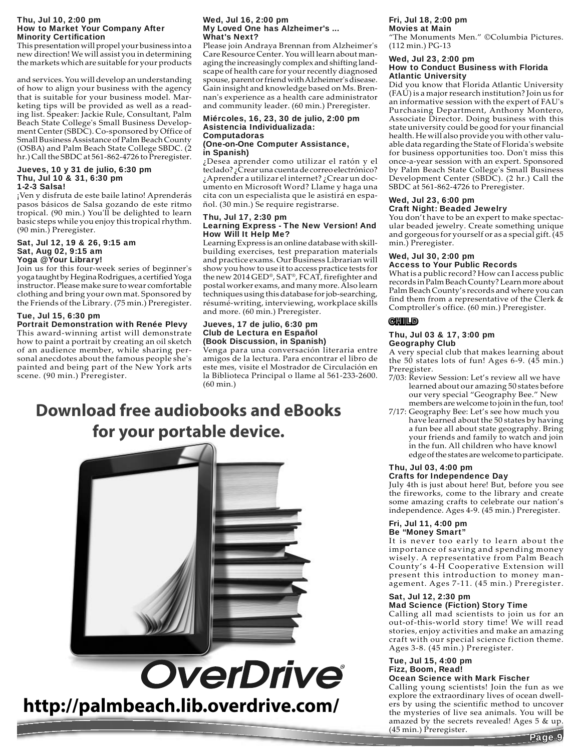### Thu, Jul 10, 2:00 pm
**How to Market Your Company After Minority Certification**

This presentation will propel your business into a new direction! We will assist you in determining the markets which are suitable for your products and services. You will develop an understanding of how to align your business with the agency that is suitable for your business model. Marketing tips will be provided as well as a reading list. Speaker: Jackie Rule, Consultant, Palm Beach State College's Small Business Development Center (SBDC). Co-sponsored by Office of Small Business Assistance of Palm Beach County (OSBA) and Palm Beach State College SBDC. (2 hr.) Call the SBDC at 561-862-4726 to Preregister.

### Jueves, 10 y 31 de julio, 6:30 pm
### Thu, Jul 10 & 31, 6:30 pm
**1-2-3 Salsa!**

¡Ven y disfruta de este baile latino! Aprenderás pasos básicos de Salsa gozando de este ritmo tropical. (90 min.) You'll be delighted to learn basic steps while you enjoy this tropical rhythm. (90 min.) Preregister.

### Sat, Jul 12, 19 & 26, 9:15 am
### Sat, Aug 02, 9:15 am
**Yoga @Your Library!**

Join us for this four-week series of beginner's yoga taught by Hegina Rodrigues, a certified Yoga instructor. Please make sure to wear comfortable clothing and bring your own mat. Sponsored by the Friends of the Library. (75 min.) Preregister.

### Tue, Jul 15, 6:30 pm
**Portrait Demonstration with Renée Plevy**

This award-winning artist will demonstrate how to paint a portrait by creating an oil sketch of an audience member, while sharing personal anecdotes about the famous people she's painted and being part of the New York arts scene. (90 min.) Preregister.

### Wed, Jul 16, 2:00 pm
**My Loved One has Alzheimer's ... What's Next?**

Please join Andraya Brennan from Alzheimer's Care Resource Center. You will learn about managing the increasingly complex and shifting landscape of health care for your recently diagnosed spouse, parent or friend with Alzheimer's disease. Gain insight and knowledge based on Ms. Brennan's experience as a health care administrator and community leader. (60 min.) Preregister.

### Miércoles, 16, 23, 30 de julio, 2:00 pm
**Asistencia Individualizada: Computadoras**
**(One-on-One Computer Assistance, in Spanish)**

¿Desea aprender como utilizar el ratón y el teclado? ¿Crear una cuenta de correo electrónico? ¿Aprender a utilizar el internet? ¿Crear un documento en Microsoft Word? Llame y haga una cita con un especialista que le asistirá en español. (30 min.) Se require registrarse.

### Thu, Jul 17, 2:30 pm
**Learning Express - The New Version! And How Will It Help Me?**

Learning Express is an online database with skill-building exercises, test preparation materials and practice exams. Our Business Librarian will show you how to use it to access practice tests for the new 2014 GED®, SAT®, FCAT, firefighter and postal worker exams, and many more. Also learn techniques using this database for job-searching, résumé-writing, interviewing, workplace skills and more. (60 min.) Preregister.

### Jueves, 17 de julio, 6:30 pm
**Club de Lectura en Español**
**(Book Discussion, in Spanish)**

Venga para una conversación literaria entre amigos de la lectura. Para encontrar el libro de este mes, visite el Mostrador de Circulación en la Biblioteca Principal o llame al 561-233-2600. (60 min.)

## Download free audiobooks and eBooks for your portable device.

**OverDrive®**

**http://palmbeach.lib.overdrive.com/**

### Fri, Jul 18, 2:00 pm
**Movies at Main**

"The Monuments Men." ©Columbia Pictures. (112 min.) PG-13

### Wed, Jul 23, 2:00 pm
**How to Conduct Business with Florida Atlantic University**

Did you know that Florida Atlantic University (FAU) is a major research institution? Join us for an informative session with the expert of FAU's Purchasing Department, Anthony Montero, Associate Director. Doing business with this state university could be good for your financial health. He will also provide you with other valuable data regarding the State of Florida's website for business opportunities too. Don't miss this once-a-year session with an expert. Sponsored by Palm Beach State College's Small Business Development Center (SBDC). (2 hr.) Call the SBDC at 561-862-4726 to Preregister.

### Wed, Jul 23, 6:00 pm
**Craft Night: Beaded Jewelry**

You don't have to be an expert to make spectacular beaded jewelry. Create something unique and gorgeous for yourself or as a special gift. (45 min.) Preregister.

### Wed, Jul 30, 2:00 pm
**Access to Your Public Records**

What is a public record? How can I access public records in Palm Beach County? Learn more about Palm Beach County's records and where you can find them from a representative of the Clerk & Comptroller's office. (60 min.) Preregister.

## CHILD

### Thu, Jul 03 & 17, 3:00 pm
**Geography Club**

A very special club that makes learning about the 50 states lots of fun! Ages 6-9. (45 min.) Preregister.

- 7/03: Review Session: Let's review all we have learned about our amazing 50 states before our very special "Geography Bee." New members are welcome to join in the fun, too!
- 7/17: Geography Bee: Let's see how much you have learned about the 50 states by having a fun bee all about state geography. Bring your friends and family to watch and join in the fun. All children who have knowledge of the states are welcome to participate.

### Thu, Jul 03, 4:00 pm
**Crafts for Independence Day**

July 4th is just about here! But, before you see the fireworks, come to the library and create some amazing crafts to celebrate our nation's independence. Ages 4-9. (45 min.) Preregister.

### Fri, Jul 11, 4:00 pm
**Be "Money Smart"**

It is never too early to learn about the importance of saving and spending money wisely. A representative from Palm Beach County's 4-H Cooperative Extension will present this introduction to money management. Ages 7-11. (45 min.) Preregister.

### Sat, Jul 12, 2:30 pm
**Mad Science (Fiction) Story Time**

Calling all mad scientists to join us for an out-of-this-world story time! We will read stories, enjoy activities and make an amazing craft with our special science fiction theme. Ages 3-8. (45 min.) Preregister.

### Tue, Jul 15, 4:00 pm
**Fizz, Boom, Read!**
**Ocean Science with Mark Fischer**

Calling young scientists! Join the fun as we explore the extraordinary lives of ocean dwellers by using the scientific method to uncover the mysteries of live sea animals. You will be amazed by the secrets revealed! Ages 5 & up. (45 min.) Preregister.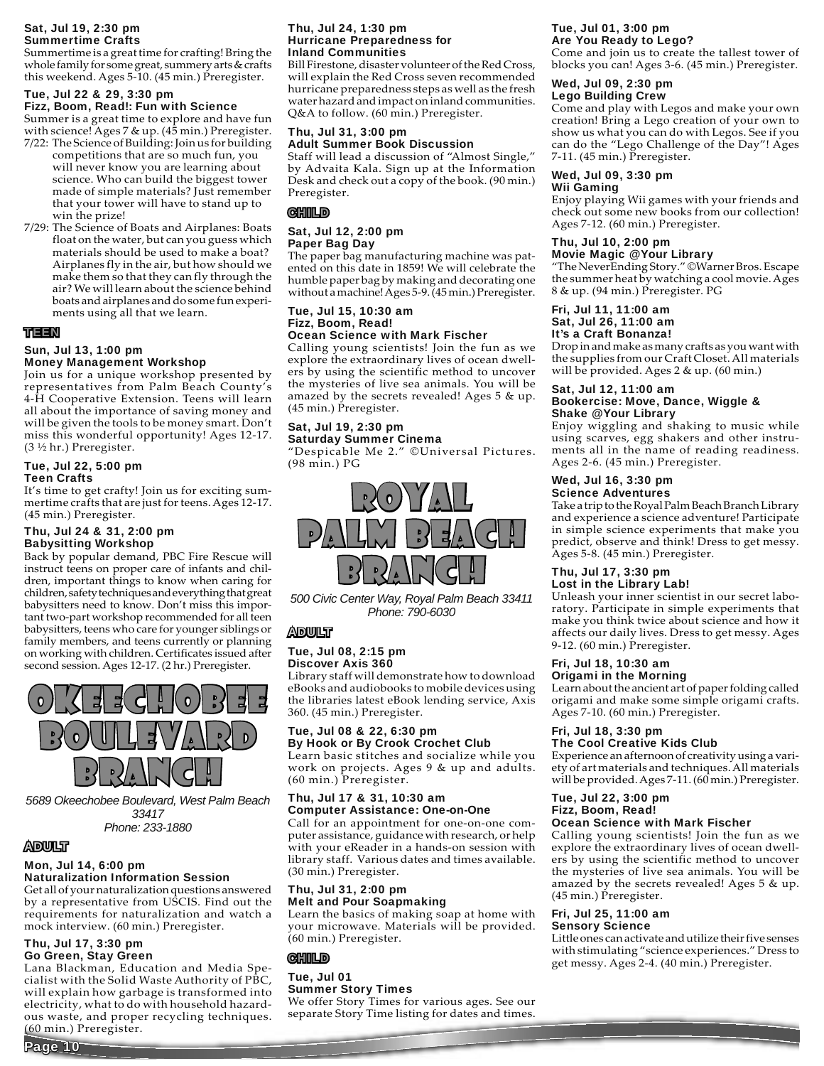**Sat, Jul 19, 2:30 pm**
**Summertime Crafts**
Summertime is a great time for crafting! Bring the whole family for some great, summery arts & crafts this weekend. Ages 5-10. (45 min.) Preregister.

**Tue, Jul 22 & 29, 3:30 pm**
**Fizz, Boom, Read!: Fun with Science**
Summer is a great time to explore and have fun with science! Ages 7 & up. (45 min.) Preregister.

- 7/22: The Science of Building: Join us for building competitions that are so much fun, you will never know you are learning about science. Who can build the biggest tower made of simple materials? Just remember that your tower will have to stand up to win the prize!
- 7/29: The Science of Boats and Airplanes: Boats float on the water, but can you guess which materials should be used to make a boat? Airplanes fly in the air, but how should we make them so that they can fly through the air? We will learn about the science behind boats and airplanes and do some fun experiments using all that we learn.

### TEEN

**Sun, Jul 13, 1:00 pm**
**Money Management Workshop**
Join us for a unique workshop presented by representatives from Palm Beach County's 4-H Cooperative Extension. Teens will learn all about the importance of saving money and will be given the tools to be money smart. Don't miss this wonderful opportunity! Ages 12-17. (3 ½ hr.) Preregister.

**Tue, Jul 22, 5:00 pm**
**Teen Crafts**
It's time to get crafty! Join us for exciting summertime crafts that are just for teens. Ages 12-17. (45 min.) Preregister.

**Thu, Jul 24 & 31, 2:00 pm**
**Babysitting Workshop**
Back by popular demand, PBC Fire Rescue will instruct teens on proper care of infants and children, important things to know when caring for children, safety techniques and everything that great babysitters need to know. Don't miss this important two-part workshop recommended for all teen babysitters, teens who care for younger siblings or family members, and teens currently or planning on working with children. Certificates issued after second session. Ages 12-17. (2 hr.) Preregister.

# OKEECHOBEE BOULEVARD BRANCH

*5689 Okeechobee Boulevard, West Palm Beach 33417*
*Phone: 233-1880*

### ADULT

**Mon, Jul 14, 6:00 pm**
**Naturalization Information Session**
Get all of your naturalization questions answered by a representative from USCIS. Find out the requirements for naturalization and watch a mock interview. (60 min.) Preregister.

**Thu, Jul 17, 3:30 pm**
**Go Green, Stay Green**
Lana Blackman, Education and Media Specialist with the Solid Waste Authority of PBC, will explain how garbage is transformed into electricity, what to do with household hazardous waste, and proper recycling techniques. (60 min.) Preregister.

**Thu, Jul 24, 1:30 pm**
**Hurricane Preparedness for Inland Communities**
Bill Firestone, disaster volunteer of the Red Cross, will explain the Red Cross seven recommended hurricane preparedness steps as well as the fresh water hazard and impact on inland communities. Q&A to follow. (60 min.) Preregister.

**Thu, Jul 31, 3:00 pm**
**Adult Summer Book Discussion**
Staff will lead a discussion of "Almost Single," by Advaita Kala. Sign up at the Information Desk and check out a copy of the book. (90 min.) Preregister.

### CHILD

**Sat, Jul 12, 2:00 pm**
**Paper Bag Day**
The paper bag manufacturing machine was patented on this date in 1859! We will celebrate the humble paper bag by making and decorating one without a machine! Ages 5-9. (45 min.) Preregister.

**Tue, Jul 15, 10:30 am**
**Fizz, Boom, Read!**
**Ocean Science with Mark Fischer**
Calling young scientists! Join the fun as we explore the extraordinary lives of ocean dwellers by using the scientific method to uncover the mysteries of live sea animals. You will be amazed by the secrets revealed! Ages 5 & up. (45 min.) Preregister.

**Sat, Jul 19, 2:30 pm**
**Saturday Summer Cinema**
"Despicable Me 2." ©Universal Pictures. (98 min.) PG

# ROYAL PALM BEACH BRANCH

*500 Civic Center Way, Royal Palm Beach 33411*
*Phone: 790-6030*

### ADULT

**Tue, Jul 08, 2:15 pm**
**Discover Axis 360**
Library staff will demonstrate how to download eBooks and audiobooks to mobile devices using the libraries latest eBook lending service, Axis 360. (45 min.) Preregister.

**Tue, Jul 08 & 22, 6:30 pm**
**By Hook or By Crook Crochet Club**
Learn basic stitches and socialize while you work on projects. Ages 9 & up and adults. (60 min.) Preregister.

**Thu, Jul 17 & 31, 10:30 am**
**Computer Assistance: One-on-One**
Call for an appointment for one-on-one computer assistance, guidance with research, or help with your eReader in a hands-on session with library staff. Various dates and times available. (30 min.) Preregister.

**Thu, Jul 31, 2:00 pm**
**Melt and Pour Soapmaking**
Learn the basics of making soap at home with your microwave. Materials will be provided. (60 min.) Preregister.

### CHILD

**Tue, Jul 01**
**Summer Story Times**
We offer Story Times for various ages. See our separate Story Time listing for dates and times.

**Tue, Jul 01, 3:00 pm**
**Are You Ready to Lego?**
Come and join us to create the tallest tower of blocks you can! Ages 3-6. (45 min.) Preregister.

**Wed, Jul 09, 2:30 pm**
**Lego Building Crew**
Come and play with Legos and make your own creation! Bring a Lego creation of your own to show us what you can do with Legos. See if you can do the "Lego Challenge of the Day"! Ages 7-11. (45 min.) Preregister.

**Wed, Jul 09, 3:30 pm**
**Wii Gaming**
Enjoy playing Wii games with your friends and check out some new books from our collection! Ages 7-12. (60 min.) Preregister.

**Thu, Jul 10, 2:00 pm**
**Movie Magic @Your Library**
"The NeverEnding Story." ©Warner Bros. Escape the summer heat by watching a cool movie. Ages 8 & up. (94 min.) Preregister. PG

**Fri, Jul 11, 11:00 am**
**Sat, Jul 26, 11:00 am**
**It's a Craft Bonanza!**
Drop in and make as many crafts as you want with the supplies from our Craft Closet. All materials will be provided. Ages 2 & up. (60 min.)

**Sat, Jul 12, 11:00 am**
**Bookercise: Move, Dance, Wiggle & Shake @Your Library**
Enjoy wiggling and shaking to music while using scarves, egg shakers and other instruments all in the name of reading readiness. Ages 2-6. (45 min.) Preregister.

**Wed, Jul 16, 3:30 pm**
**Science Adventures**
Take a trip to the Royal Palm Beach Branch Library and experience a science adventure! Participate in simple science experiments that make you predict, observe and think! Dress to get messy. Ages 5-8. (45 min.) Preregister.

**Thu, Jul 17, 3:30 pm**
**Lost in the Library Lab!**
Unleash your inner scientist in our secret laboratory. Participate in simple experiments that make you think twice about science and how it affects our daily lives. Dress to get messy. Ages 9-12. (60 min.) Preregister.

**Fri, Jul 18, 10:30 am**
**Origami in the Morning**
Learn about the ancient art of paper folding called origami and make some simple origami crafts. Ages 7-10. (60 min.) Preregister.

**Fri, Jul 18, 3:30 pm**
**The Cool Creative Kids Club**
Experience an afternoon of creativity using a variety of art materials and techniques. All materials will be provided. Ages 7-11. (60 min.) Preregister.

**Tue, Jul 22, 3:00 pm**
**Fizz, Boom, Read!**
**Ocean Science with Mark Fischer**
Calling young scientists! Join the fun as we explore the extraordinary lives of ocean dwellers by using the scientific method to uncover the mysteries of live sea animals. You will be amazed by the secrets revealed! Ages 5 & up. (45 min.) Preregister.

**Fri, Jul 25, 11:00 am**
**Sensory Science**
Little ones can activate and utilize their five senses with stimulating "science experiences." Dress to get messy. Ages 2-4. (40 min.) Preregister.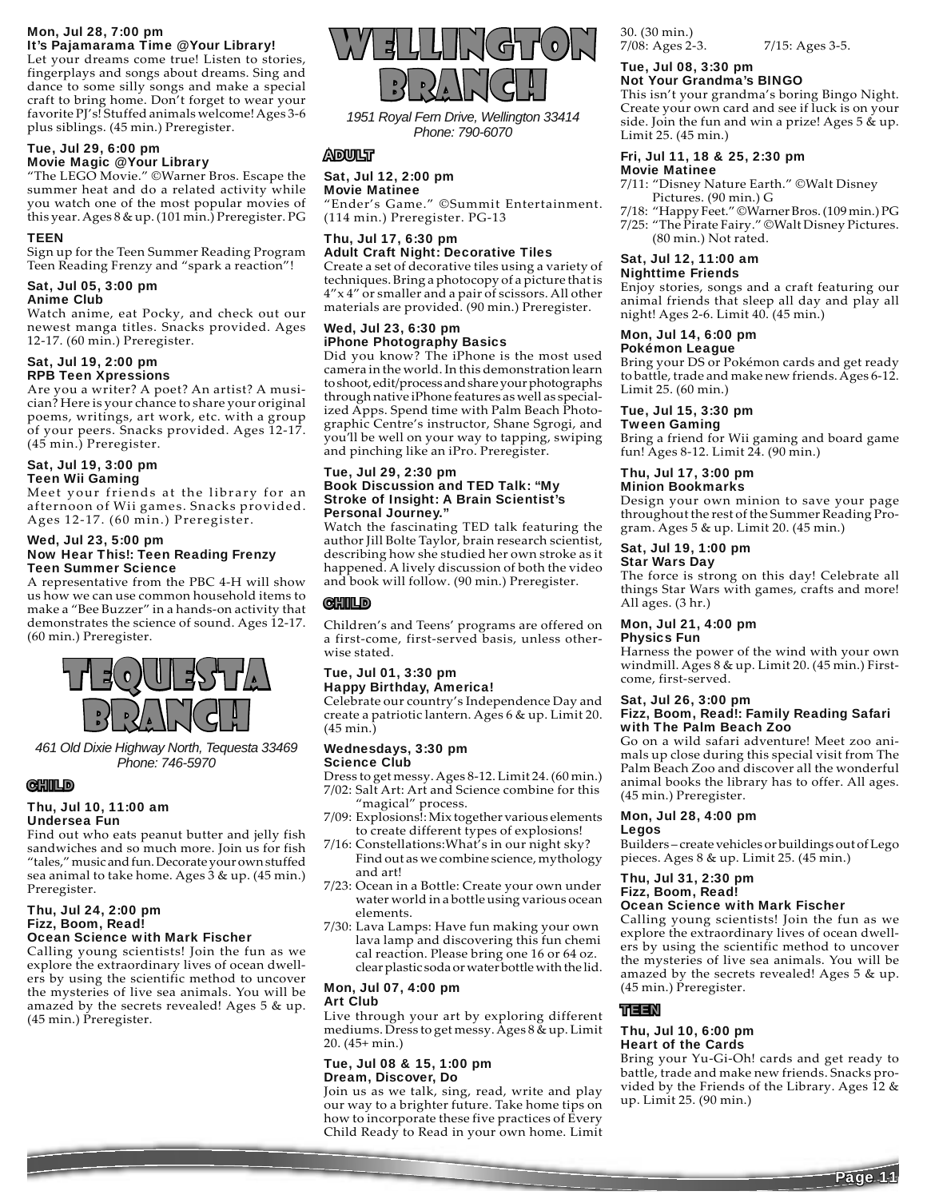**Mon, Jul 28, 7:00 pm**
**It's Pajamarama Time @Your Library!**
Let your dreams come true! Listen to stories, fingerplays and songs about dreams. Sing and dance to some silly songs and make a special craft to bring home. Don't forget to wear your favorite PJ's! Stuffed animals welcome! Ages 3-6 plus siblings. (45 min.) Preregister.

**Tue, Jul 29, 6:00 pm**
**Movie Magic @Your Library**
"The LEGO Movie." ©Warner Bros. Escape the summer heat and do a related activity while you watch one of the most popular movies of this year. Ages 8 & up. (101 min.) Preregister. PG

### TEEN

Sign up for the Teen Summer Reading Program Teen Reading Frenzy and "spark a reaction"!

**Sat, Jul 05, 3:00 pm**
**Anime Club**
Watch anime, eat Pocky, and check out our newest manga titles. Snacks provided. Ages 12-17. (60 min.) Preregister.

**Sat, Jul 19, 2:00 pm**
**RPB Teen Xpressions**
Are you a writer? A poet? An artist? A musician? Here is your chance to share your original poems, writings, art work, etc. with a group of your peers. Snacks provided. Ages 12-17. (45 min.) Preregister.

**Sat, Jul 19, 3:00 pm**
**Teen Wii Gaming**
Meet your friends at the library for an afternoon of Wii games. Snacks provided. Ages 12-17. (60 min.) Preregister.

**Wed, Jul 23, 5:00 pm**
**Now Hear This!: Teen Reading Frenzy Teen Summer Science**
A representative from the PBC 4-H will show us how we can use common household items to make a "Bee Buzzer" in a hands-on activity that demonstrates the science of sound. Ages 12-17. (60 min.) Preregister.

# TEQUESTA BRANCH

*461 Old Dixie Highway North, Tequesta 33469*
*Phone: 746-5970*

### CHILD

**Thu, Jul 10, 11:00 am**
**Undersea Fun**
Find out who eats peanut butter and jelly fish sandwiches and so much more. Join us for fish "tales," music and fun. Decorate your own stuffed sea animal to take home. Ages 3 & up. (45 min.) Preregister.

**Thu, Jul 24, 2:00 pm**
**Fizz, Boom, Read!**
**Ocean Science with Mark Fischer**
Calling young scientists! Join the fun as we explore the extraordinary lives of ocean dwellers by using the scientific method to uncover the mysteries of live sea animals. You will be amazed by the secrets revealed! Ages 5 & up. (45 min.) Preregister.

# WELLINGTON BRANCH

*1951 Royal Fern Drive, Wellington 33414*
*Phone: 790-6070*

### ADULT

**Sat, Jul 12, 2:00 pm**
**Movie Matinee**
"Ender's Game." ©Summit Entertainment. (114 min.) Preregister. PG-13

**Thu, Jul 17, 6:30 pm**
**Adult Craft Night: Decorative Tiles**
Create a set of decorative tiles using a variety of techniques. Bring a photocopy of a picture that is 4"x 4" or smaller and a pair of scissors. All other materials are provided. (90 min.) Preregister.

**Wed, Jul 23, 6:30 pm**
**iPhone Photography Basics**
Did you know? The iPhone is the most used camera in the world. In this demonstration learn to shoot, edit/process and share your photographs through native iPhone features as well as specialized Apps. Spend time with Palm Beach Photographic Centre's instructor, Shane Sgrogi, and you'll be well on your way to tapping, swiping and pinching like an iPro. Preregister.

**Tue, Jul 29, 2:30 pm**
**Book Discussion and TED Talk: "My Stroke of Insight: A Brain Scientist's Personal Journey."**
Watch the fascinating TED talk featuring the author Jill Bolte Taylor, brain research scientist, describing how she studied her own stroke as it happened. A lively discussion of both the video and book will follow. (90 min.) Preregister.

### CHILD

Children's and Teens' programs are offered on a first-come, first-served basis, unless otherwise stated.

**Tue, Jul 01, 3:30 pm**
**Happy Birthday, America!**
Celebrate our country's Independence Day and create a patriotic lantern. Ages 6 & up. Limit 20. (45 min.)

**Wednesdays, 3:30 pm**
**Science Club**
Dress to get messy. Ages 8-12. Limit 24. (60 min.)
- 7/02: Salt Art: Art and Science combine for this "magical" process.
- 7/09: Explosions!: Mix together various elements to create different types of explosions!
- 7/16: Constellations:What's in our night sky? Find out as we combine science, mythology and art!
- 7/23: Ocean in a Bottle: Create your own under water world in a bottle using various ocean elements.
- 7/30: Lava Lamps: Have fun making your own lava lamp and discovering this fun chemi cal reaction. Please bring one 16 or 64 oz. clear plastic soda or water bottle with the lid.

**Mon, Jul 07, 4:00 pm**
**Art Club**
Live through your art by exploring different mediums. Dress to get messy. Ages 8 & up. Limit 20. (45+ min.)

**Tue, Jul 08 & 15, 1:00 pm**
**Dream, Discover, Do**
Join us as we talk, sing, read, write and play our way to a brighter future. Take home tips on how to incorporate these five practices of Every Child Ready to Read in your own home. Limit 30. (30 min.)
7/08: Ages 2-3. 7/15: Ages 3-5.

**Tue, Jul 08, 3:30 pm**
**Not Your Grandma's BINGO**
This isn't your grandma's boring Bingo Night. Create your own card and see if luck is on your side. Join the fun and win a prize! Ages 5 & up. Limit 25. (45 min.)

**Fri, Jul 11, 18 & 25, 2:30 pm**
**Movie Matinee**
- 7/11: "Disney Nature Earth." ©Walt Disney Pictures. (90 min.) G
- 7/18: "Happy Feet." ©Warner Bros. (109 min.) PG
- 7/25: "The Pirate Fairy." ©Walt Disney Pictures. (80 min.) Not rated.

**Sat, Jul 12, 11:00 am**
**Nighttime Friends**
Enjoy stories, songs and a craft featuring our animal friends that sleep all day and play all night! Ages 2-6. Limit 40. (45 min.)

**Mon, Jul 14, 6:00 pm**
**Pokémon League**
Bring your DS or Pokémon cards and get ready to battle, trade and make new friends. Ages 6-12. Limit 25. (60 min.)

**Tue, Jul 15, 3:30 pm**
**Tween Gaming**
Bring a friend for Wii gaming and board game fun! Ages 8-12. Limit 24. (90 min.)

**Thu, Jul 17, 3:00 pm**
**Minion Bookmarks**
Design your own minion to save your page throughout the rest of the Summer Reading Program. Ages 5 & up. Limit 20. (45 min.)

**Sat, Jul 19, 1:00 pm**
**Star Wars Day**
The force is strong on this day! Celebrate all things Star Wars with games, crafts and more! All ages. (3 hr.)

**Mon, Jul 21, 4:00 pm**
**Physics Fun**
Harness the power of the wind with your own windmill. Ages 8 & up. Limit 20. (45 min.) First-come, first-served.

**Sat, Jul 26, 3:00 pm**
**Fizz, Boom, Read!: Family Reading Safari with The Palm Beach Zoo**
Go on a wild safari adventure! Meet zoo animals up close during this special visit from The Palm Beach Zoo and discover all the wonderful animal books the library has to offer. All ages. (45 min.) Preregister.

**Mon, Jul 28, 4:00 pm**
**Legos**
Builders – create vehicles or buildings out of Lego pieces. Ages 8 & up. Limit 25. (45 min.)

**Thu, Jul 31, 2:30 pm**
**Fizz, Boom, Read!**
**Ocean Science with Mark Fischer**
Calling young scientists! Join the fun as we explore the extraordinary lives of ocean dwellers by using the scientific method to uncover the mysteries of live sea animals. You will be amazed by the secrets revealed! Ages 5 & up. (45 min.) Preregister.

### TEEN

**Thu, Jul 10, 6:00 pm**
**Heart of the Cards**
Bring your Yu-Gi-Oh! cards and get ready to battle, trade and make new friends. Snacks provided by the Friends of the Library. Ages 12 & up. Limit 25. (90 min.)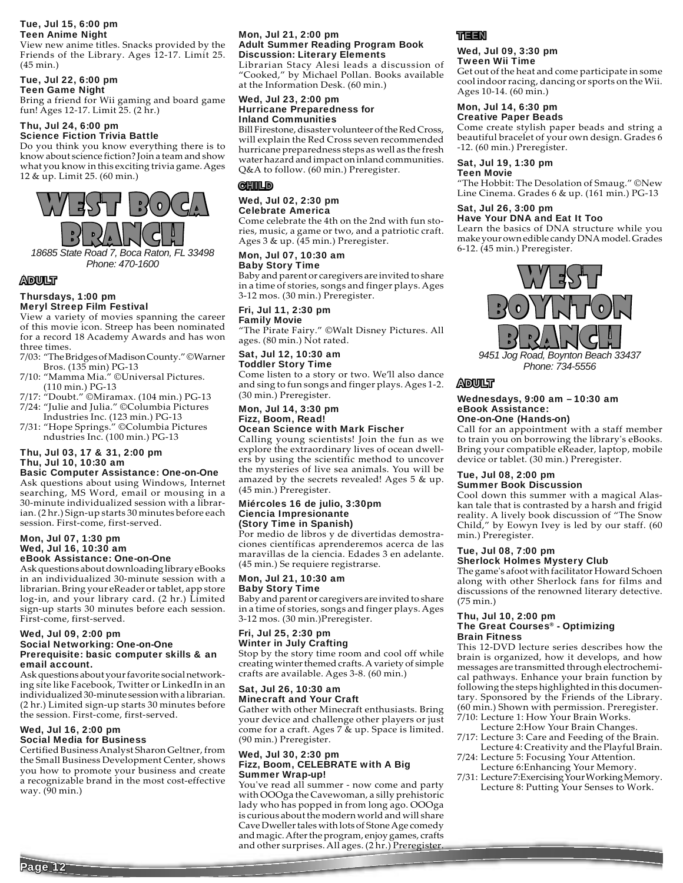**Tue, Jul 15, 6:00 pm**
**Teen Anime Night**
View new anime titles. Snacks provided by the Friends of the Library. Ages 12-17. Limit 25. (45 min.)

**Tue, Jul 22, 6:00 pm**
**Teen Game Night**
Bring a friend for Wii gaming and board game fun! Ages 12-17. Limit 25. (2 hr.)

**Thu, Jul 24, 6:00 pm**
**Science Fiction Trivia Battle**
Do you think you know everything there is to know about science fiction? Join a team and show what you know in this exciting trivia game. Ages 12 & up. Limit 25. (60 min.)

# WEST BOCA BRANCH

*18685 State Road 7, Boca Raton, FL 33498*
*Phone: 470-1600*

## ADULT

**Thursdays, 1:00 pm**
**Meryl Streep Film Festival**
View a variety of movies spanning the career of this movie icon. Streep has been nominated for a record 18 Academy Awards and has won three times.

- 7/03: "The Bridges of Madison County." ©Warner Bros. (135 min) PG-13
- 7/10: "Mamma Mia." ©Universal Pictures. (110 min.) PG-13
- 7/17: "Doubt." ©Miramax. (104 min.) PG-13
- 7/24: "Julie and Julia." ©Columbia Pictures Industries Inc. (123 min.) PG-13
- 7/31: "Hope Springs." ©Columbia Pictures ndustries Inc. (100 min.) PG-13

**Thu, Jul 03, 17 & 31, 2:00 pm**
**Thu, Jul 10, 10:30 am**
**Basic Computer Assistance: One-on-One**
Ask questions about using Windows, Internet searching, MS Word, email or mousing in a 30-minute individualized session with a librarian. (2 hr.) Sign-up starts 30 minutes before each session. First-come, first-served.

**Mon, Jul 07, 1:30 pm**
**Wed, Jul 16, 10:30 am**
**eBook Assistance: One-on-One**
Ask questions about downloading library eBooks in an individualized 30-minute session with a librarian. Bring your eReader or tablet, app store log-in, and your library card. (2 hr.) Limited sign-up starts 30 minutes before each session. First-come, first-served.

**Wed, Jul 09, 2:00 pm**
**Social Networking: One-on-One**
**Prerequisite: basic computer skills & an email account.**
Ask questions about your favorite social networking site like Facebook, Twitter or LinkedIn in an individualized 30-minute session with a librarian. (2 hr.) Limited sign-up starts 30 minutes before the session. First-come, first-served.

**Wed, Jul 16, 2:00 pm**
**Social Media for Business**
Certified Business Analyst Sharon Geltner, from the Small Business Development Center, shows you how to promote your business and create a recognizable brand in the most cost-effective way. (90 min.)

**Mon, Jul 21, 2:00 pm**
**Adult Summer Reading Program Book Discussion: Literary Elements**
Librarian Stacy Alesi leads a discussion of "Cooked," by Michael Pollan. Books available at the Information Desk. (60 min.)

**Wed, Jul 23, 2:00 pm**
**Hurricane Preparedness for Inland Communities**
Bill Firestone, disaster volunteer of the Red Cross, will explain the Red Cross seven recommended hurricane preparedness steps as well as the fresh water hazard and impact on inland communities. Q&A to follow. (60 min.) Preregister.

## CHILD

**Wed, Jul 02, 2:30 pm**
**Celebrate America**
Come celebrate the 4th on the 2nd with fun stories, music, a game or two, and a patriotic craft. Ages 3 & up. (45 min.) Preregister.

**Mon, Jul 07, 10:30 am**
**Baby Story Time**
Baby and parent or caregivers are invited to share in a time of stories, songs and finger plays. Ages 3-12 mos. (30 min.) Preregister.

**Fri, Jul 11, 2:30 pm**
**Family Movie**
"The Pirate Fairy." ©Walt Disney Pictures. All ages. (80 min.) Not rated.

**Sat, Jul 12, 10:30 am**
**Toddler Story Time**
Come listen to a story or two. We'll also dance and sing to fun songs and finger plays. Ages 1-2. (30 min.) Preregister.

**Mon, Jul 14, 3:30 pm**
**Fizz, Boom, Read!**
**Ocean Science with Mark Fischer**
Calling young scientists! Join the fun as we explore the extraordinary lives of ocean dwellers by using the scientific method to uncover the mysteries of live sea animals. You will be amazed by the secrets revealed! Ages 5 & up. (45 min.) Preregister.

**Miércoles 16 de julio, 3:30pm**
**Ciencia Impresionante**
**(Story Time in Spanish)**
Por medio de libros y de divertidas demostraciones científicas aprenderemos acerca de las maravillas de la ciencia. Edades 3 en adelante. (45 min.) Se requiere registrarse.

**Mon, Jul 21, 10:30 am**
**Baby Story Time**
Baby and parent or caregivers are invited to share in a time of stories, songs and finger plays. Ages 3-12 mos. (30 min.)Preregister.

**Fri, Jul 25, 2:30 pm**
**Winter in July Crafting**
Stop by the story time room and cool off while creating winter themed crafts. A variety of simple crafts are available. Ages 3-8. (60 min.)

**Sat, Jul 26, 10:30 am**
**Minecraft and Your Craft**
Gather with other Minecraft enthusiasts. Bring your device and challenge other players or just come for a craft. Ages 7 & up. Space is limited. (90 min.) Preregister.

**Wed, Jul 30, 2:30 pm**
**Fizz, Boom, CELEBRATE with A Big Summer Wrap-up!**
You've read all summer - now come and party with OOOga the Cavewoman, a silly prehistoric lady who has popped in from long ago. OOOga is curious about the modern world and will share Cave Dweller tales with lots of Stone Age comedy and magic. After the program, enjoy games, crafts and other surprises. All ages. (2 hr.) Preregister.

## TEEN

**Wed, Jul 09, 3:30 pm**
**Tween Wii Time**
Get out of the heat and come participate in some cool indoor racing, dancing or sports on the Wii. Ages 10-14. (60 min.)

**Mon, Jul 14, 6:30 pm**
**Creative Paper Beads**
Come create stylish paper beads and string a beautiful bracelet of your own design. Grades 6 -12. (60 min.) Preregister.

**Sat, Jul 19, 1:30 pm**
**Teen Movie**
"The Hobbit: The Desolation of Smaug." ©New Line Cinema. Grades 6 & up. (161 min.) PG-13

**Sat, Jul 26, 3:00 pm**
**Have Your DNA and Eat It Too**
Learn the basics of DNA structure while you make your own edible candy DNA model. Grades 6-12. (45 min.) Preregister.

# WEST BOYNTON BRANCH

*9451 Jog Road, Boynton Beach 33437*
*Phone: 734-5556*

## ADULT

**Wednesdays, 9:00 am – 10:30 am**
**eBook Assistance:**
**One-on-One (Hands-on)**
Call for an appointment with a staff member to train you on borrowing the library's eBooks. Bring your compatible eReader, laptop, mobile device or tablet. (30 min.) Preregister.

**Tue, Jul 08, 2:00 pm**
**Summer Book Discussion**
Cool down this summer with a magical Alaskan tale that is contrasted by a harsh and frigid reality. A lively book discussion of "The Snow Child," by Eowyn Ivey is led by our staff. (60 min.) Preregister.

**Tue, Jul 08, 7:00 pm**
**Sherlock Holmes Mystery Club**
The game's afoot with facilitator Howard Schoen along with other Sherlock fans for films and discussions of the renowned literary detective. (75 min.)

**Thu, Jul 10, 2:00 pm**
**The Great Courses® - Optimizing Brain Fitness**
This 12-DVD lecture series describes how the brain is organized, how it develops, and how messages are transmitted through electrochemical pathways. Enhance your brain function by following the steps highlighted in this documentary. Sponsored by the Friends of the Library. (60 min.) Shown with permission. Preregister.

- 7/10: Lecture 1: How Your Brain Works. Lecture 2:How Your Brain Changes.
- 7/17: Lecture 3: Care and Feeding of the Brain. Lecture 4: Creativity and the Playful Brain.
- 7/24: Lecture 5: Focusing Your Attention. Lecture 6:Enhancing Your Memory.
- 7/31: Lecture 7:Exercising Your Working Memory. Lecture 8: Putting Your Senses to Work.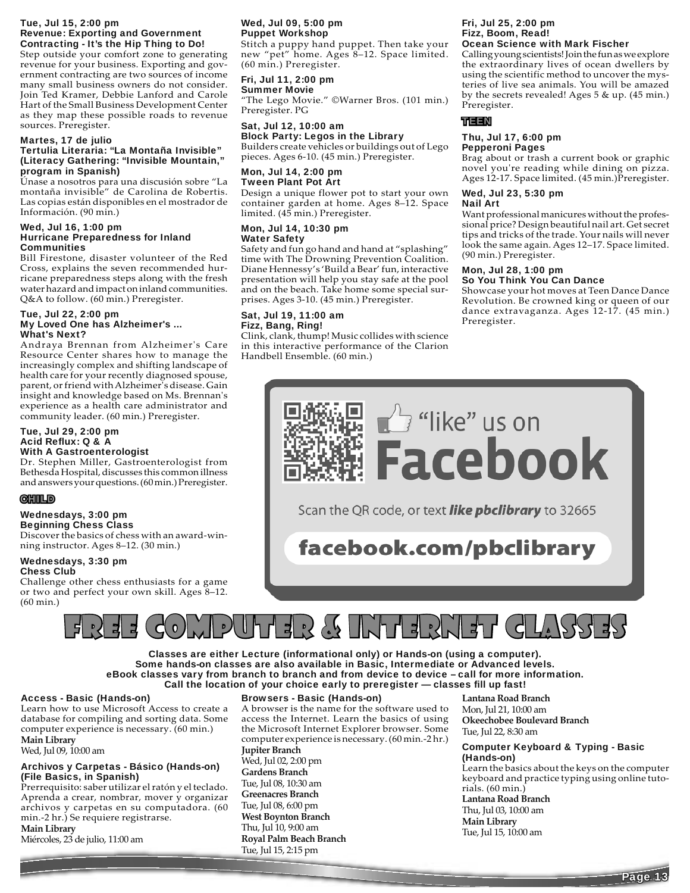**Tue, Jul 15, 2:00 pm**
**Revenue: Exporting and Government Contracting - It's the Hip Thing to Do!**
Step outside your comfort zone to generating revenue for your business. Exporting and government contracting are two sources of income many small business owners do not consider. Join Ted Kramer, Debbie Lanford and Carole Hart of the Small Business Development Center as they map these possible roads to revenue sources. Preregister.

**Martes, 17 de julio**
**Tertulia Literaria: "La Montaña Invisible" (Literacy Gathering: "Invisible Mountain," program in Spanish)**
Únase a nosotros para una discusión sobre "La montaña invisible" de Carolina de Robertis. Las copias están disponibles en el mostrador de Información. (90 min.)

**Wed, Jul 16, 1:00 pm**
**Hurricane Preparedness for Inland Communities**
Bill Firestone, disaster volunteer of the Red Cross, explains the seven recommended hurricane preparedness steps along with the fresh water hazard and impact on inland communities. Q&A to follow. (60 min.) Preregister.

**Tue, Jul 22, 2:00 pm**
**My Loved One has Alzheimer's ... What's Next?**
Andraya Brennan from Alzheimer's Care Resource Center shares how to manage the increasingly complex and shifting landscape of health care for your recently diagnosed spouse, parent, or friend with Alzheimer's disease. Gain insight and knowledge based on Ms. Brennan's experience as a health care administrator and community leader. (60 min.) Preregister.

**Tue, Jul 29, 2:00 pm**
**Acid Reflux: Q & A With A Gastroenterologist**
Dr. Stephen Miller, Gastroenterologist from Bethesda Hospital, discusses this common illness and answers your questions. (60 min.) Preregister.

## CHILD

**Wednesdays, 3:00 pm**
**Beginning Chess Class**
Discover the basics of chess with an award-winning instructor. Ages 8–12. (30 min.)

**Wednesdays, 3:30 pm**
**Chess Club**
Challenge other chess enthusiasts for a game or two and perfect your own skill. Ages 8–12. (60 min.)

**Wed, Jul 09, 5:00 pm**
**Puppet Workshop**
Stitch a puppy hand puppet. Then take your new "pet" home. Ages 8–12. Space limited. (60 min.) Preregister.

**Fri, Jul 11, 2:00 pm**
**Summer Movie**
"The Lego Movie." ©Warner Bros. (101 min.) Preregister. PG

**Sat, Jul 12, 10:00 am**
**Block Party: Legos in the Library**
Builders create vehicles or buildings out of Lego pieces. Ages 6-10. (45 min.) Preregister.

**Mon, Jul 14, 2:00 pm**
**Tween Plant Pot Art**
Design a unique flower pot to start your own container garden at home. Ages 8–12. Space limited. (45 min.) Preregister.

**Mon, Jul 14, 10:30 pm**
**Water Safety**
Safety and fun go hand and hand at "splashing" time with The Drowning Prevention Coalition. Diane Hennessy's 'Build a Bear' fun, interactive presentation will help you stay safe at the pool and on the beach. Take home some special surprises. Ages 3-10. (45 min.) Preregister.

**Sat, Jul 19, 11:00 am**
**Fizz, Bang, Ring!**
Clink, clank, thump! Music collides with science in this interactive performance of the Clarion Handbell Ensemble. (60 min.)

**Fri, Jul 25, 2:00 pm**
**Fizz, Boom, Read! Ocean Science with Mark Fischer**
Calling young scientists! Join the fun as we explore the extraordinary lives of ocean dwellers by using the scientific method to uncover the mysteries of live sea animals. You will be amazed by the secrets revealed! Ages 5 & up. (45 min.) Preregister.

## TEEN

**Thu, Jul 17, 6:00 pm**
**Pepperoni Pages**
Brag about or trash a current book or graphic novel you're reading while dining on pizza. Ages 12-17. Space limited. (45 min.)Preregister.

**Wed, Jul 23, 5:30 pm**
**Nail Art**
Want professional manicures without the professional price? Design beautiful nail art. Get secret tips and tricks of the trade. Your nails will never look the same again. Ages 12–17. Space limited. (90 min.) Preregister.

**Mon, Jul 28, 1:00 pm**
**So You Think You Can Dance**
Showcase your hot moves at Teen Dance Dance Revolution. Be crowned king or queen of our dance extravaganza. Ages 12-17. (45 min.) Preregister.

"like" us on Facebook

Scan the QR code, or text ***like pbclibrary*** to 32665

**facebook.com/pbclibrary**

# FREE COMPUTER & INTERNET CLASSES

**Classes are either Lecture (informational only) or Hands-on (using a computer). Some hands-on classes are also available in Basic, Intermediate or Advanced levels. eBook classes vary from branch to branch and from device to device – call for more information. Call the location of your choice early to preregister — classes fill up fast!**

**Access - Basic (Hands-on)**
Learn how to use Microsoft Access to create a database for compiling and sorting data. Some computer experience is necessary. (60 min.)
**Main Library**
Wed, Jul 09, 10:00 am

**Archivos y Carpetas - Básico (Hands-on) (File Basics, in Spanish)**
Prerrequisito: saber utilizar el ratón y el teclado. Aprenda a crear, nombrar, mover y organizar archivos y carpetas en su computadora. (60 min.-2 hr.) Se requiere registrarse.
**Main Library**
Miércoles, 23 de julio, 11:00 am

**Browsers - Basic (Hands-on)**
A browser is the name for the software used to access the Internet. Learn the basics of using the Microsoft Internet Explorer browser. Some computer experience is necessary. (60 min.-2 hr.)
**Jupiter Branch**
Wed, Jul 02, 2:00 pm
**Gardens Branch**
Tue, Jul 08, 10:30 am
**Greenacres Branch**
Tue, Jul 08, 6:00 pm
**West Boynton Branch**
Thu, Jul 10, 9:00 am
**Royal Palm Beach Branch**
Tue, Jul 15, 2:15 pm
**Lantana Road Branch**
Mon, Jul 21, 10:00 am
**Okeechobee Boulevard Branch**
Tue, Jul 22, 8:30 am

**Computer Keyboard & Typing - Basic (Hands-on)**
Learn the basics about the keys on the computer keyboard and practice typing using online tutorials. (60 min.)
**Lantana Road Branch**
Thu, Jul 03, 10:00 am
**Main Library**
Tue, Jul 15, 10:00 am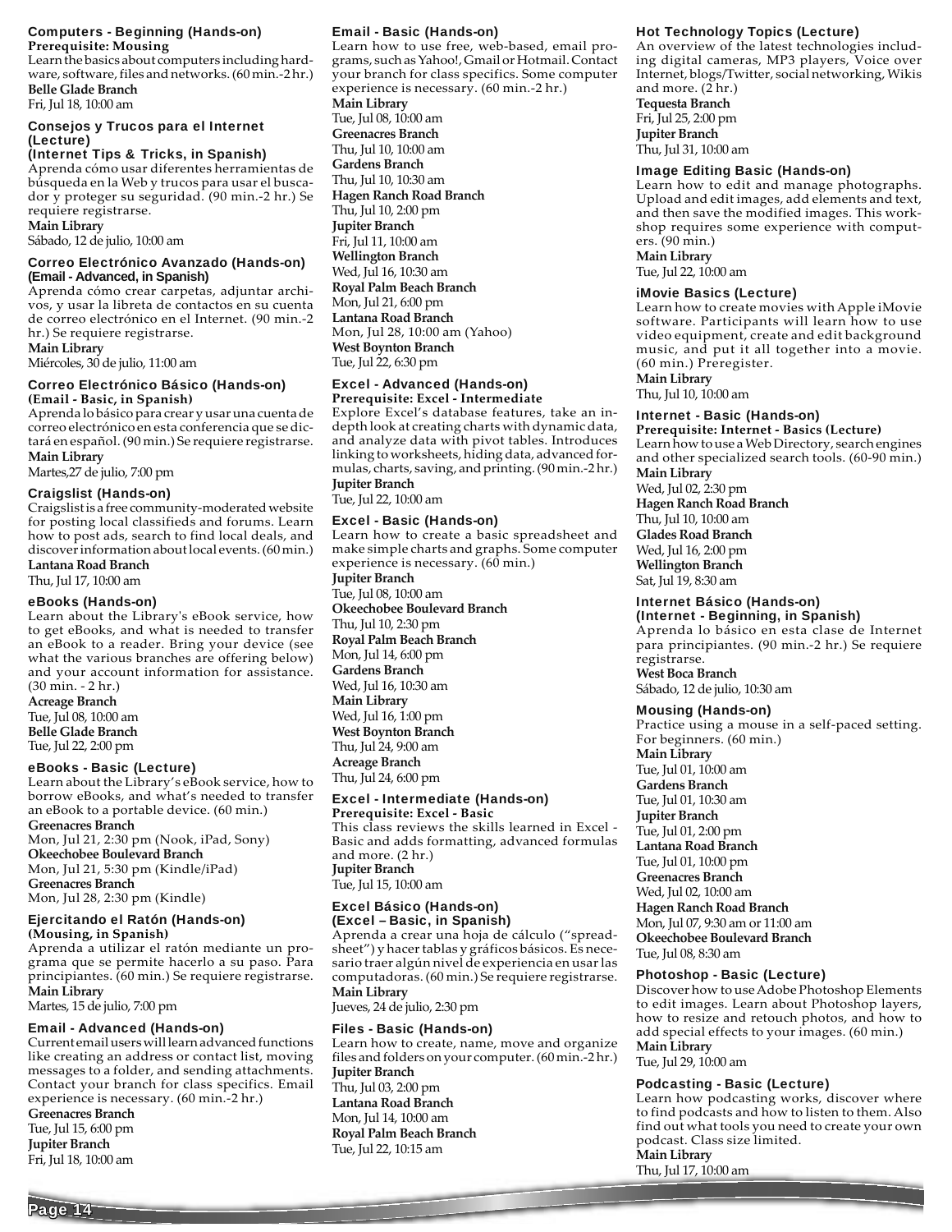### Computers - Beginning (Hands-on)

**Prerequisite: Mousing**

Learn the basics about computers including hardware, software, files and networks. (60 min.-2 hr.)

**Belle Glade Branch**
Fri, Jul 18, 10:00 am

### Consejos y Trucos para el Internet (Lecture)
### (Internet Tips & Tricks, in Spanish)

Aprenda cómo usar diferentes herramientas de búsqueda en la Web y trucos para usar el buscador y proteger su seguridad. (90 min.-2 hr.) Se requiere registrarse.

**Main Library**
Sábado, 12 de julio, 10:00 am

### Correo Electrónico Avanzado (Hands-on)
**(Email - Advanced, in Spanish)**

Aprenda cómo crear carpetas, adjuntar archivos, y usar la libreta de contactos en su cuenta de correo electrónico en el Internet. (90 min.-2 hr.) Se requiere registrarse.

**Main Library**
Miércoles, 30 de julio, 11:00 am

### Correo Electrónico Básico (Hands-on)
**(Email - Basic, in Spanish)**

Aprenda lo básico para crear y usar una cuenta de correo electrónico en esta conferencia que se dictará en español. (90 min.) Se requiere registrarse.

**Main Library**
Martes,27 de julio, 7:00 pm

### Craigslist (Hands-on)

Craigslist is a free community-moderated website for posting local classifieds and forums. Learn how to post ads, search to find local deals, and discover information about local events. (60 min.)

**Lantana Road Branch**
Thu, Jul 17, 10:00 am

### eBooks (Hands-on)

Learn about the Library's eBook service, how to get eBooks, and what is needed to transfer an eBook to a reader. Bring your device (see what the various branches are offering below) and your account information for assistance. (30 min. - 2 hr.)

**Acreage Branch**
Tue, Jul 08, 10:00 am
**Belle Glade Branch**
Tue, Jul 22, 2:00 pm

### eBooks - Basic (Lecture)

Learn about the Library's eBook service, how to borrow eBooks, and what's needed to transfer an eBook to a portable device. (60 min.)

**Greenacres Branch**
Mon, Jul 21, 2:30 pm (Nook, iPad, Sony)
**Okeechobee Boulevard Branch**
Mon, Jul 21, 5:30 pm (Kindle/iPad)
**Greenacres Branch**
Mon, Jul 28, 2:30 pm (Kindle)

### Ejercitando el Ratón (Hands-on)
**(Mousing, in Spanish)**

Aprenda a utilizar el ratón mediante un programa que se permite hacerlo a su paso. Para principiantes. (60 min.) Se requiere registrarse.

**Main Library**
Martes, 15 de julio, 7:00 pm

### Email - Advanced (Hands-on)

Current email users will learn advanced functions like creating an address or contact list, moving messages to a folder, and sending attachments. Contact your branch for class specifics. Email experience is necessary. (60 min.-2 hr.)

**Greenacres Branch**
Tue, Jul 15, 6:00 pm
**Jupiter Branch**
Fri, Jul 18, 10:00 am

### Email - Basic (Hands-on)

Learn how to use free, web-based, email programs, such as Yahoo!, Gmail or Hotmail. Contact your branch for class specifics. Some computer experience is necessary. (60 min.-2 hr.)

**Main Library**
Tue, Jul 08, 10:00 am
**Greenacres Branch**
Thu, Jul 10, 10:00 am
**Gardens Branch**
Thu, Jul 10, 10:30 am
**Hagen Ranch Road Branch**
Thu, Jul 10, 2:00 pm
**Jupiter Branch**
Fri, Jul 11, 10:00 am
**Wellington Branch**
Wed, Jul 16, 10:30 am
**Royal Palm Beach Branch**
Mon, Jul 21, 6:00 pm
**Lantana Road Branch**
Mon, Jul 28, 10:00 am (Yahoo)
**West Boynton Branch**
Tue, Jul 22, 6:30 pm

### Excel - Advanced (Hands-on)
**Prerequisite: Excel - Intermediate**

Explore Excel's database features, take an in-depth look at creating charts with dynamic data, and analyze data with pivot tables. Introduces linking to worksheets, hiding data, advanced formulas, charts, saving, and printing. (90 min.-2 hr.)

**Jupiter Branch**
Tue, Jul 22, 10:00 am

### Excel - Basic (Hands-on)

Learn how to create a basic spreadsheet and make simple charts and graphs. Some computer experience is necessary. (60 min.)

**Jupiter Branch**
Tue, Jul 08, 10:00 am
**Okeechobee Boulevard Branch**
Thu, Jul 10, 2:30 pm
**Royal Palm Beach Branch**
Mon, Jul 14, 6:00 pm
**Gardens Branch**
Wed, Jul 16, 10:30 am
**Main Library**
Wed, Jul 16, 1:00 pm
**West Boynton Branch**
Thu, Jul 24, 9:00 am
**Acreage Branch**
Thu, Jul 24, 6:00 pm

### Excel - Intermediate (Hands-on)
**Prerequisite: Excel - Basic**

This class reviews the skills learned in Excel - Basic and adds formatting, advanced formulas and more. (2 hr.)

**Jupiter Branch**
Tue, Jul 15, 10:00 am

### Excel Básico (Hands-on)
### (Excel – Basic, in Spanish)

Aprenda a crear una hoja de cálculo ("spreadsheet") y hacer tablas y gráficos básicos. Es necesario traer algún nivel de experiencia en usar las computadoras. (60 min.) Se requiere registrarse.

**Main Library**
Jueves, 24 de julio, 2:30 pm

### Files - Basic (Hands-on)

Learn how to create, name, move and organize files and folders on your computer. (60 min.-2 hr.)

**Jupiter Branch**
Thu, Jul 03, 2:00 pm
**Lantana Road Branch**
Mon, Jul 14, 10:00 am
**Royal Palm Beach Branch**
Tue, Jul 22, 10:15 am

### Hot Technology Topics (Lecture)

An overview of the latest technologies including digital cameras, MP3 players, Voice over Internet, blogs/Twitter, social networking, Wikis and more. (2 hr.)

**Tequesta Branch**
Fri, Jul 25, 2:00 pm
**Jupiter Branch**
Thu, Jul 31, 10:00 am

### Image Editing Basic (Hands-on)

Learn how to edit and manage photographs. Upload and edit images, add elements and text, and then save the modified images. This workshop requires some experience with computers. (90 min.)

**Main Library**
Tue, Jul 22, 10:00 am

### iMovie Basics (Lecture)

Learn how to create movies with Apple iMovie software. Participants will learn how to use video equipment, create and edit background music, and put it all together into a movie. (60 min.) Preregister.

**Main Library**
Thu, Jul 10, 10:00 am

### Internet - Basic (Hands-on)
**Prerequisite: Internet - Basics (Lecture)**

Learn how to use a Web Directory, search engines and other specialized search tools. (60-90 min.)

**Main Library**
Wed, Jul 02, 2:30 pm
**Hagen Ranch Road Branch**
Thu, Jul 10, 10:00 am
**Glades Road Branch**
Wed, Jul 16, 2:00 pm
**Wellington Branch**
Sat, Jul 19, 8:30 am

### Internet Básico (Hands-on)
### (Internet - Beginning, in Spanish)

Aprenda lo básico en esta clase de Internet para principiantes. (90 min.-2 hr.) Se requiere registrarse.

**West Boca Branch**
Sábado, 12 de julio, 10:30 am

### Mousing (Hands-on)

Practice using a mouse in a self-paced setting. For beginners. (60 min.)

**Main Library**
Tue, Jul 01, 10:00 am
**Gardens Branch**
Tue, Jul 01, 10:30 am
**Jupiter Branch**
Tue, Jul 01, 2:00 pm
**Lantana Road Branch**
Tue, Jul 01, 10:00 pm
**Greenacres Branch**
Wed, Jul 02, 10:00 am
**Hagen Ranch Road Branch**
Mon, Jul 07, 9:30 am or 11:00 am
**Okeechobee Boulevard Branch**
Tue, Jul 08, 8:30 am

### Photoshop - Basic (Lecture)

Discover how to use Adobe Photoshop Elements to edit images. Learn about Photoshop layers, how to resize and retouch photos, and how to add special effects to your images. (60 min.)

**Main Library**
Tue, Jul 29, 10:00 am

### Podcasting - Basic (Lecture)

Learn how podcasting works, discover where to find podcasts and how to listen to them. Also find out what tools you need to create your own podcast. Class size limited.

**Main Library**
Thu, Jul 17, 10:00 am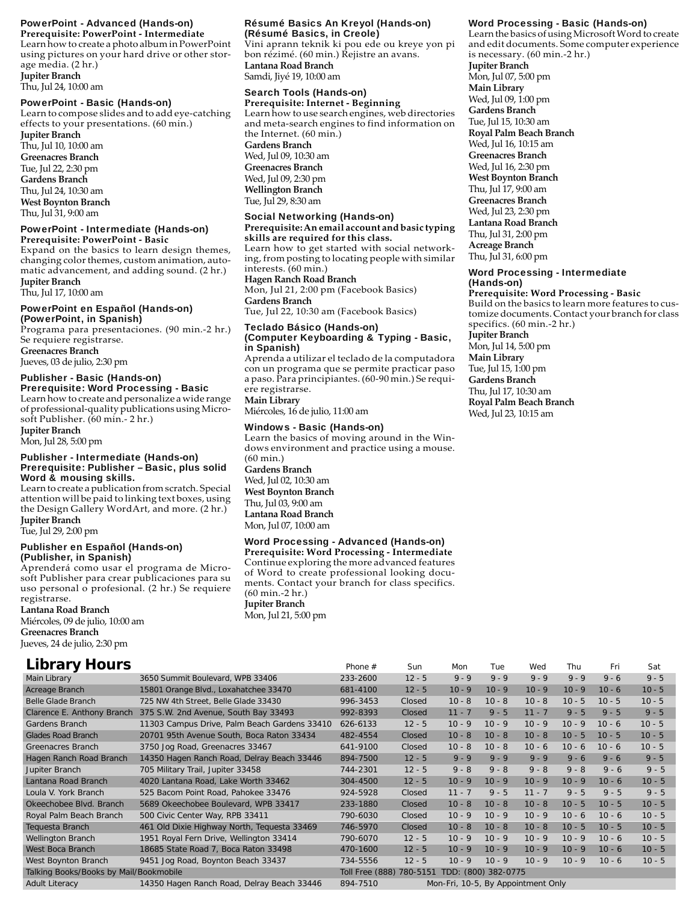### PowerPoint - Advanced (Hands-on)

**Prerequisite: PowerPoint - Intermediate**

Learn how to create a photo album in PowerPoint using pictures on your hard drive or other storage media. (2 hr.)

**Jupiter Branch**
Thu, Jul 24, 10:00 am

### PowerPoint - Basic (Hands-on)

Learn to compose slides and to add eye-catching effects to your presentations. (60 min.)

**Jupiter Branch**
Thu, Jul 10, 10:00 am
**Greenacres Branch**
Tue, Jul 22, 2:30 pm
**Gardens Branch**
Thu, Jul 24, 10:30 am
**West Boynton Branch**
Thu, Jul 31, 9:00 am

### PowerPoint - Intermediate (Hands-on)

**Prerequisite: PowerPoint - Basic**

Expand on the basics to learn design themes, changing color themes, custom animation, automatic advancement, and adding sound. (2 hr.)

**Jupiter Branch**
Thu, Jul 17, 10:00 am

### PowerPoint en Español (Hands-on) (PowerPoint, in Spanish)

Programa para presentaciones. (90 min.-2 hr.) Se requiere registrarse.

**Greenacres Branch**
Jueves, 03 de julio, 2:30 pm

### Publisher - Basic (Hands-on)

**Prerequisite: Word Processing - Basic**

Learn how to create and personalize a wide range of professional-quality publications using Microsoft Publisher. (60 min.- 2 hr.)

**Jupiter Branch**
Mon, Jul 28, 5:00 pm

### Publisher - Intermediate (Hands-on)

**Prerequisite: Publisher – Basic, plus solid Word & mousing skills.**

Learn to create a publication from scratch. Special attention will be paid to linking text boxes, using the Design Gallery WordArt, and more. (2 hr.)

**Jupiter Branch**
Tue, Jul 29, 2:00 pm

### Publisher en Español (Hands-on) (Publisher, in Spanish)

Aprenderá como usar el programa de Microsoft Publisher para crear publicaciones para su uso personal o profesional. (2 hr.) Se requiere registrarse.

**Lantana Road Branch**
Miércoles, 09 de julio, 10:00 am
**Greenacres Branch**
Jueves, 24 de julio, 2:30 pm

### Résumé Basics An Kreyol (Hands-on) (Résumé Basics, in Creole)

Vini aprann teknik ki pou ede ou kreye yon pi bon rézimé. (60 min.) Rejistre an avans.

**Lantana Road Branch**
Samdi, Jiyé 19, 10:00 am

### Search Tools (Hands-on)

**Prerequisite: Internet - Beginning**

Learn how to use search engines, web directories and meta-search engines to find information on the Internet. (60 min.)

**Gardens Branch**
Wed, Jul 09, 10:30 am
**Greenacres Branch**
Wed, Jul 09, 2:30 pm
**Wellington Branch**
Tue, Jul 29, 8:30 am

### Social Networking (Hands-on)

**Prerequisite: An email account and basic typing skills are required for this class.**

Learn how to get started with social networking, from posting to locating people with similar interests. (60 min.)

**Hagen Ranch Road Branch**
Mon, Jul 21, 2:00 pm (Facebook Basics)
**Gardens Branch**
Tue, Jul 22, 10:30 am (Facebook Basics)

### Teclado Básico (Hands-on) (Computer Keyboarding & Typing - Basic, in Spanish)

Aprenda a utilizar el teclado de la computadora con un programa que se permite practicar paso a paso. Para principiantes. (60-90 min.) Se requiere registrarse.

**Main Library**
Miércoles, 16 de julio, 11:00 am

### Windows - Basic (Hands-on)

Learn the basics of moving around in the Windows environment and practice using a mouse. (60 min.)

**Gardens Branch**
Wed, Jul 02, 10:30 am
**West Boynton Branch**
Thu, Jul 03, 9:00 am
**Lantana Road Branch**
Mon, Jul 07, 10:00 am

### Word Processing - Advanced (Hands-on)

**Prerequisite: Word Processing - Intermediate**

Continue exploring the more advanced features of Word to create professional looking documents. Contact your branch for class specifics. (60 min.-2 hr.)

**Jupiter Branch**
Mon, Jul 21, 5:00 pm

### Word Processing - Basic (Hands-on)

Learn the basics of using Microsoft Word to create and edit documents. Some computer experience is necessary. (60 min.-2 hr.)

**Jupiter Branch**
Mon, Jul 07, 5:00 pm
**Main Library**
Wed, Jul 09, 1:00 pm
**Gardens Branch**
Tue, Jul 15, 10:30 am
**Royal Palm Beach Branch**
Wed, Jul 16, 10:15 am
**Greenacres Branch**
Wed, Jul 16, 2:30 pm
**West Boynton Branch**
Thu, Jul 17, 9:00 am
**Greenacres Branch**
Wed, Jul 23, 2:30 pm
**Lantana Road Branch**
Thu, Jul 31, 2:00 pm
**Acreage Branch**
Thu, Jul 31, 6:00 pm

### Word Processing - Intermediate (Hands-on)

**Prerequisite: Word Processing - Basic**

Build on the basics to learn more features to customize documents. Contact your branch for class specifics. (60 min.-2 hr.)

**Jupiter Branch**
Mon, Jul 14, 5:00 pm
**Main Library**
Tue, Jul 15, 1:00 pm
**Gardens Branch**
Thu, Jul 17, 10:30 am
**Royal Palm Beach Branch**
Wed, Jul 23, 10:15 am

## Library Hours

| | | Phone # | Sun | Mon | Tue | Wed | Thu | Fri | Sat |
|---|---|---|---|---|---|---|---|---|---|
| Main Library | 3650 Summit Boulevard, WPB 33406 | 233-2600 | 12 - 5 | 9 - 9 | 9 - 9 | 9 - 9 | 9 - 9 | 9 - 6 | 9 - 5 |
| Acreage Branch | 15801 Orange Blvd., Loxahatchee 33470 | 681-4100 | 12 - 5 | 10 - 9 | 10 - 9 | 10 - 9 | 10 - 9 | 10 - 6 | 10 - 5 |
| Belle Glade Branch | 725 NW 4th Street, Belle Glade 33430 | 996-3453 | Closed | 10 - 8 | 10 - 8 | 10 - 8 | 10 - 5 | 10 - 5 | 10 - 5 |
| Clarence E. Anthony Branch | 375 S.W. 2nd Avenue, South Bay 33493 | 992-8393 | Closed | 11 - 7 | 9 - 5 | 11 - 7 | 9 - 5 | 9 - 5 | 9 - 5 |
| Gardens Branch | 11303 Campus Drive, Palm Beach Gardens 33410 | 626-6133 | 12 - 5 | 10 - 9 | 10 - 9 | 10 - 9 | 10 - 9 | 10 - 6 | 10 - 5 |
| Glades Road Branch | 20701 95th Avenue South, Boca Raton 33434 | 482-4554 | Closed | 10 - 8 | 10 - 8 | 10 - 8 | 10 - 5 | 10 - 5 | 10 - 5 |
| Greenacres Branch | 3750 Jog Road, Greenacres 33467 | 641-9100 | Closed | 10 - 8 | 10 - 8 | 10 - 6 | 10 - 6 | 10 - 6 | 10 - 5 |
| Hagen Ranch Road Branch | 14350 Hagen Ranch Road, Delray Beach 33446 | 894-7500 | 12 - 5 | 9 - 9 | 9 - 9 | 9 - 9 | 9 - 6 | 9 - 6 | 9 - 5 |
| Jupiter Branch | 705 Military Trail, Jupiter 33458 | 744-2301 | 12 - 5 | 9 - 8 | 9 - 8 | 9 - 8 | 9 - 8 | 9 - 6 | 9 - 5 |
| Lantana Road Branch | 4020 Lantana Road, Lake Worth 33462 | 304-4500 | 12 - 5 | 10 - 9 | 10 - 9 | 10 - 9 | 10 - 9 | 10 - 6 | 10 - 5 |
| Loula V. York Branch | 525 Bacom Point Road, Pahokee 33476 | 924-5928 | Closed | 11 - 7 | 9 - 5 | 11 - 7 | 9 - 5 | 9 - 5 | 9 - 5 |
| Okeechobee Blvd. Branch | 5689 Okeechobee Boulevard, WPB 33417 | 233-1880 | Closed | 10 - 8 | 10 - 8 | 10 - 8 | 10 - 5 | 10 - 5 | 10 - 5 |
| Royal Palm Beach Branch | 500 Civic Center Way, RPB 33411 | 790-6030 | Closed | 10 - 9 | 10 - 9 | 10 - 9 | 10 - 6 | 10 - 6 | 10 - 5 |
| Tequesta Branch | 461 Old Dixie Highway North, Tequesta 33469 | 746-5970 | Closed | 10 - 8 | 10 - 8 | 10 - 8 | 10 - 5 | 10 - 5 | 10 - 5 |
| Wellington Branch | 1951 Royal Fern Drive, Wellington 33414 | 790-6070 | 12 - 5 | 10 - 9 | 10 - 9 | 10 - 9 | 10 - 9 | 10 - 6 | 10 - 5 |
| West Boca Branch | 18685 State Road 7, Boca Raton 33498 | 470-1600 | 12 - 5 | 10 - 9 | 10 - 9 | 10 - 9 | 10 - 9 | 10 - 6 | 10 - 5 |
| West Boynton Branch | 9451 Jog Road, Boynton Beach 33437 | 734-5556 | 12 - 5 | 10 - 9 | 10 - 9 | 10 - 9 | 10 - 9 | 10 - 6 | 10 - 5 |
| Talking Books/Books by Mail/Bookmobile | | Toll Free (888) 780-5151 TDD: (800) 382-0775 | | | | | | | |
| Adult Literacy | 14350 Hagen Ranch Road, Delray Beach 33446 | 894-7510 | Mon-Fri, 10-5, By Appointment Only | | | | | | |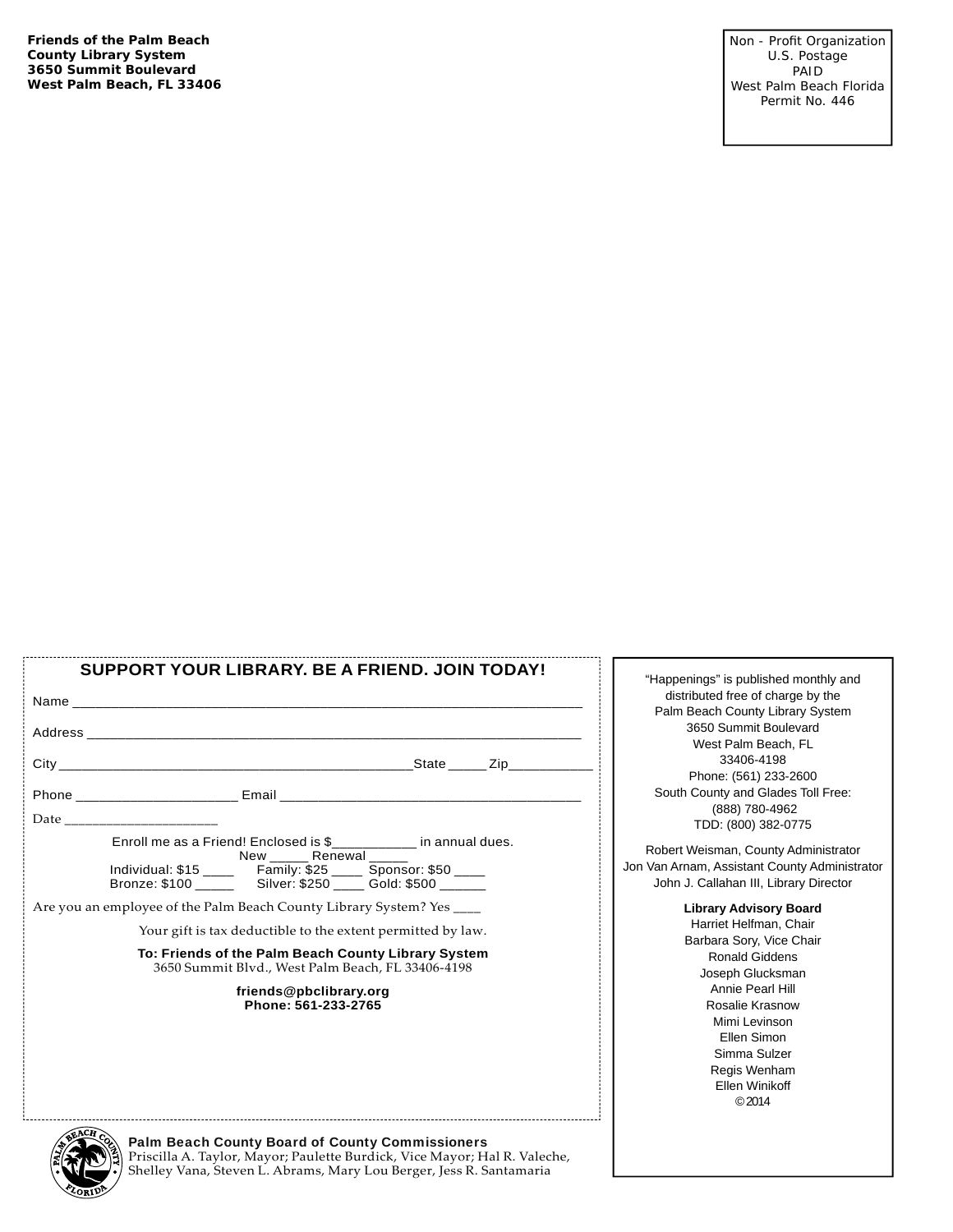**Friends of the Palm Beach County Library System**
**3650 Summit Boulevard**
**West Palm Beach, FL 33406**

Non - Profit Organization
U.S. Postage
PAID
West Palm Beach Florida
Permit No. 446

## SUPPORT YOUR LIBRARY. BE A FRIEND. JOIN TODAY!

Name ____________________________________________________________________

Address __________________________________________________________________

City ______________________________________________State _____ Zip___________

Phone _____________________ Email ________________________________________

Date ______________________

Enroll me as a Friend! Enclosed is $___________ in annual dues.
New _____ Renewal _____
Individual: $15 ____ Family: $25 ____ Sponsor: $50 ____
Bronze: $100 _____ Silver: $250 ____ Gold: $500 ______

Are you an employee of the Palm Beach County Library System? Yes ____

Your gift is tax deductible to the extent permitted by law.

**To: Friends of the Palm Beach County Library System**
3650 Summit Blvd., West Palm Beach, FL 33406-4198

**friends@pbclibrary.org**
**Phone: 561-233-2765**

"Happenings" is published monthly and distributed free of charge by the
Palm Beach County Library System
3650 Summit Boulevard
West Palm Beach, FL
33406-4198
Phone: (561) 233-2600
South County and Glades Toll Free:
(888) 780-4962
TDD: (800) 382-0775

Robert Weisman, County Administrator
Jon Van Arnam, Assistant County Administrator
John J. Callahan III, Library Director

**Library Advisory Board**
Harriet Helfman, Chair
Barbara Sory, Vice Chair
Ronald Giddens
Joseph Glucksman
Annie Pearl Hill
Rosalie Krasnow
Mimi Levinson
Ellen Simon
Simma Sulzer
Regis Wenham
Ellen Winikoff
© 2014

**Palm Beach County Board of County Commissioners**
Priscilla A. Taylor, Mayor; Paulette Burdick, Vice Mayor; Hal R. Valeche, Shelley Vana, Steven L. Abrams, Mary Lou Berger, Jess R. Santamaria